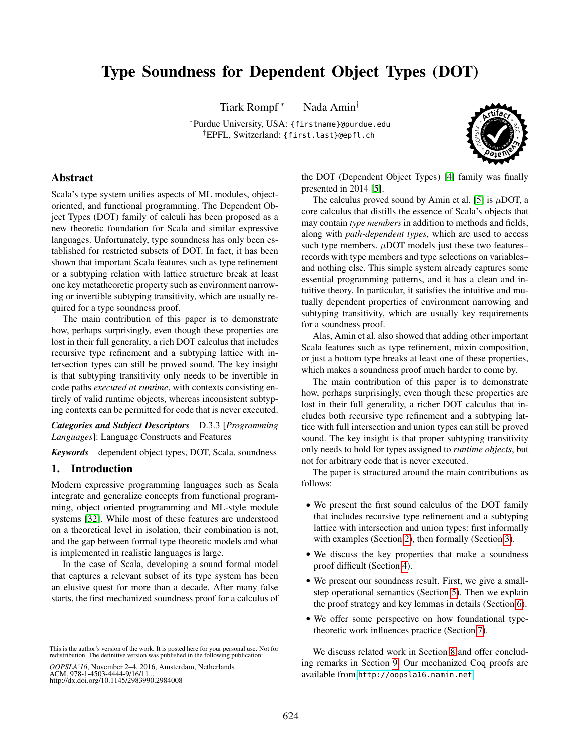# Type Soundness for Dependent Object Types (DOT)

Tiart Rompf [*] Nada Amin[†]

[*]Purdue University, USA: {firstname}@purdue.edu
[†]EPFL, Switzerland: {first.last}@epfl.ch

## Abstract

Scala's type system unifies aspects of ML modules, object-oriented, and functional programming. The Dependent Object Types (DOT) family of calculi has been proposed as a new theoretic foundation for Scala and similar expressive languages. Unfortunately, type soundness has only been established for restricted subsets of DOT. In fact, it has been shown that important Scala features such as type refinement or a subtyping relation with lattice structure break at least one key metatheoretic property such as environment narrowing or invertible subtyping transitivity, which are usually required for a type soundness proof.

The main contribution of this paper is to demonstrate how, perhaps surprisingly, even though these properties are lost in their full generality, a rich DOT calculus that includes recursive type refinement and a subtyping lattice with intersection types can still be proved sound. The key insight is that subtyping transitivity only needs to be invertible in code paths *executed at runtime*, with contexts consisting entirely of valid runtime objects, whereas inconsistent subtyping contexts can be permitted for code that is never executed.

***Categories and Subject Descriptors*** D.3.3 [*Programming Languages*]: Language Constructs and Features

***Keywords*** dependent object types, DOT, Scala, soundness

## 1. Introduction

Modern expressive programming languages such as Scala integrate and generalize concepts from functional programming, object oriented programming and ML-style module systems [32]. While most of these features are understood on a theoretical level in isolation, their combination is not, and the gap between formal type theoretic models and what is implemented in realistic languages is large.

In the case of Scala, developing a sound formal model that captures a relevant subset of its type system has been an elusive quest for more than a decade. After many false starts, the first mechanized soundness proof for a calculus of the DOT (Dependent Object Types) [4] family was finally presented in 2014 [5].

The calculus proved sound by Amin et al. [5] is $\mu$DOT, a core calculus that distills the essence of Scala's objects that may contain *type members* in addition to methods and fields, along with *path-dependent types*, which are used to access such type members. $\mu$DOT models just these two features–records with type members and type selections on variables–and nothing else. This simple system already captures some essential programming patterns, and it has a clean and intuitive theory. In particular, it satisfies the intuitive and mutually dependent properties of environment narrowing and subtyping transitivity, which are usually key requirements for a soundness proof.

Alas, Amin et al. also showed that adding other important Scala features such as type refinement, mixin composition, or just a bottom type breaks at least one of these properties, which makes a soundness proof much harder to come by.

The main contribution of this paper is to demonstrate how, perhaps surprisingly, even though these properties are lost in their full generality, a richer DOT calculus that includes both recursive type refinement and a subtyping lattice with full intersection and union types can still be proved sound. The key insight is that proper subtyping transitivity only needs to hold for types assigned to *runtime objects*, but not for arbitrary code that is never executed.

The paper is structured around the main contributions as follows:

- We present the first sound calculus of the DOT family that includes recursive type refinement and a subtyping lattice with intersection and union types: first informally with examples (Section 2), then formally (Section 3).
- We discuss the key properties that make a soundness proof difficult (Section 4).
- We present our soundness result. First, we give a small-step operational semantics (Section 5). Then we explain the proof strategy and key lemmas in details (Section 6).
- We offer some perspective on how foundational type-theoretic work influences practice (Section 7).

We discuss related work in Section 8 and offer concluding remarks in Section 9. Our mechanized Coq proofs are available from `http://oopsla16.namin.net`.

This is the author's version of the work. It is posted here for your personal use. Not for redistribution. The definitive version was published in the following publication:

*OOPSLA'16*, November 2–4, 2016, Amsterdam, Netherlands
ACM. 978-1-4503-4444-9/16/11...
http://dx.doi.org/10.1145/2983990.2984008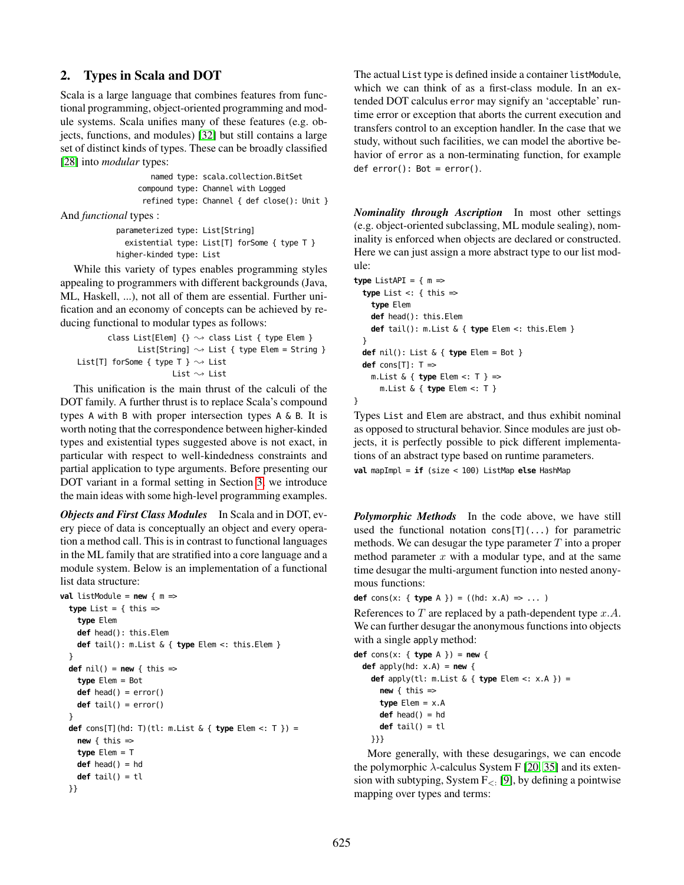## 2. Types in Scala and DOT

Scala is a large language that combines features from functional programming, object-oriented programming and module systems. Scala unifies many of these features (e.g. objects, functions, and modules) [32] but still contains a large set of distinct kinds of types. These can be broadly classified [28] into *modular* types:

```
     named type: scala.collection.BitSet
  compound type: Channel with Logged
   refined type: Channel { def close(): Unit }
```

And *functional* types :

```
parameterized type: List[String]
  existential type: List[T] forSome { type T }
 higher-kinded type: List
```

While this variety of types enables programming styles appealing to programmers with different backgrounds (Java, ML, Haskell, ...), not all of them are essential. Further unification and an economy of concepts can be achieved by reducing functional to modular types as follows:

```
        class List[Elem] {} ⇝ class List { type Elem }
              List[String] ⇝ List { type Elem = String }
List[T] forSome { type T } ⇝ List
                      List ⇝ List
```

This unification is the main thrust of the calculi of the DOT family. A further thrust is to replace Scala's compound types `A with B` with proper intersection types `A & B`. It is worth noting that the correspondence between higher-kinded types and existential types suggested above is not exact, in particular with respect to well-kindedness constraints and partial application to type arguments. Before presenting our DOT variant in a formal setting in Section 3, we introduce the main ideas with some high-level programming examples.

***Objects and First Class Modules*** In Scala and in DOT, every piece of data is conceptually an object and every operation a method call. This is in contrast to functional languages in the ML family that are stratified into a core language and a module system. Below is an implementation of a functional list data structure:

```
val listModule = new { m =>
  type List = { this =>
    type Elem
    def head(): this.Elem
    def tail(): m.List & { type Elem <: this.Elem }
  }
  def nil() = new { this =>
    type Elem = Bot
    def head() = error()
    def tail() = error()
  }
  def cons[T](hd: T)(tl: m.List & { type Elem <: T }) =
    new { this =>
    type Elem = T
    def head() = hd
    def tail() = tl
  }}
```

The actual `List` type is defined inside a container `listModule`, which we can think of as a first-class module. In an extended DOT calculus `error` may signify an 'acceptable' runtime error or exception that aborts the current execution and transfers control to an exception handler. In the case that we study, without such facilities, we can model the abortive behavior of `error` as a non-terminating function, for example `def error(): Bot = error()`.

***Nominality through Ascription*** In most other settings (e.g. object-oriented subclassing, ML module sealing), nominality is enforced when objects are declared or constructed. Here we can just assign a more abstract type to our list module:

```
type ListAPI = { m =>
  type List <: { this =>
    type Elem
    def head(): this.Elem
    def tail(): m.List & { type Elem <: this.Elem }
  }
  def nil(): List & { type Elem = Bot }
  def cons[T]: T =>
    m.List & { type Elem <: T } =>
      m.List & { type Elem <: T }
}
```

Types `List` and `Elem` are abstract, and thus exhibit nominal as opposed to structural behavior. Since modules are just objects, it is perfectly possible to pick different implementations of an abstract type based on runtime parameters.

```
val mapImpl = if (size < 100) ListMap else HashMap
```

***Polymorphic Methods*** In the code above, we have still used the functional notation `cons[T](...)` for parametric methods. We can desugar the type parameter $T$ into a proper method parameter $x$ with a modular type, and at the same time desugar the multi-argument function into nested anonymous functions:

```
def cons(x: { type A }) = ((hd: x.A) => ... )
```

References to $T$ are replaced by a path-dependent type $x.A$. We can further desugar the anonymous functions into objects with a single `apply` method:

```
def cons(x: { type A }) = new {
  def apply(hd: x.A) = new {
    def apply(tl: m.List & { type Elem <: x.A }) =
      new { this =>
      type Elem = x.A
      def head() = hd
      def tail() = tl
    }}}
```

More generally, with these desugarings, we can encode the polymorphic $\lambda$-calculus System F [20, 35] and its extension with subtyping, System $\text{F}_{<:}$ [9], by defining a pointwise mapping over types and terms: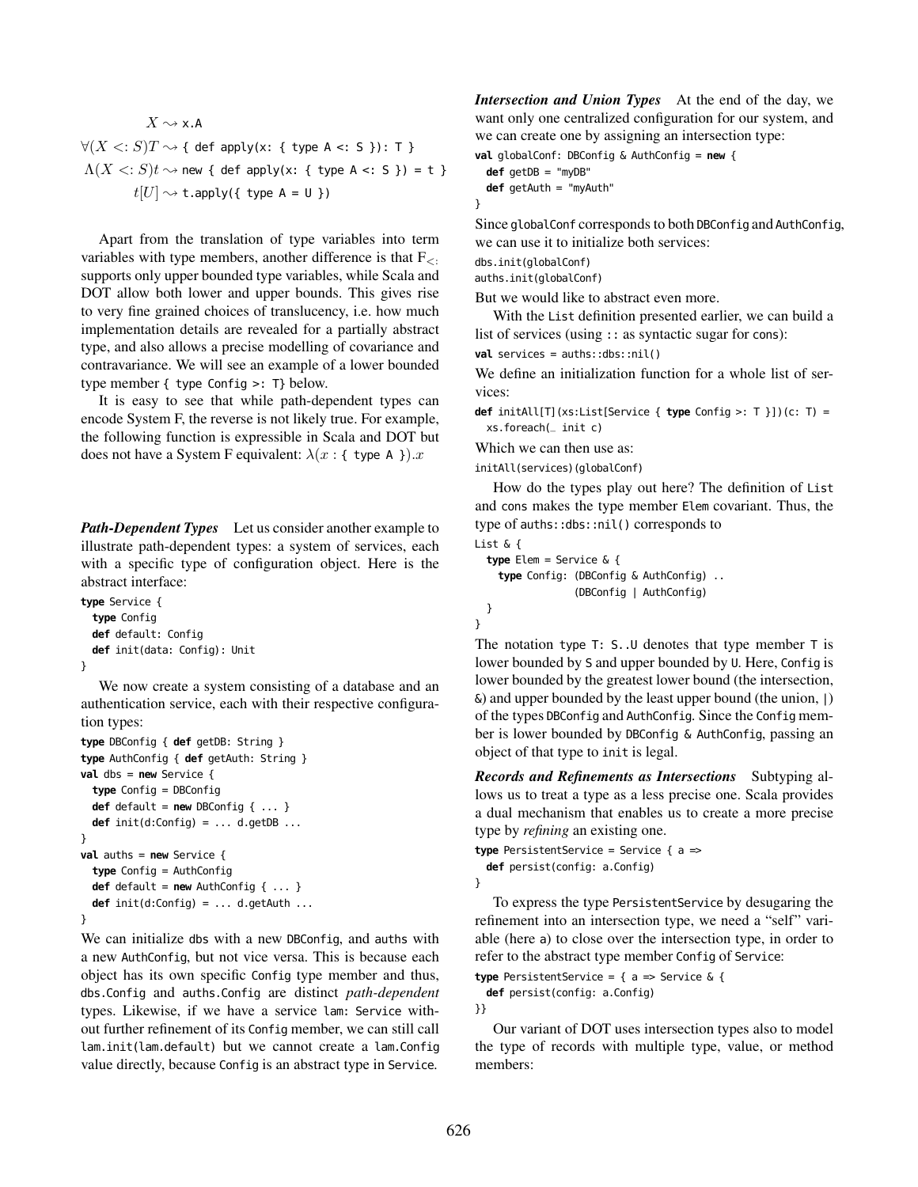$$X \rightsquigarrow \texttt{x.A}$$

$$\forall(X <: S)T \rightsquigarrow \texttt{\{ def apply(x: \{ type A <: S \}): T \}}$$

$$\Lambda(X <: S)t \rightsquigarrow \texttt{new \{ def apply(x: \{ type A <: S \}) = t \}}$$

$$t[U] \rightsquigarrow \texttt{t.apply(\{ type A = U \})}$$

Apart from the translation of type variables into term variables with type members, another difference is that $F_{<:}$ supports only upper bounded type variables, while Scala and DOT allow both lower and upper bounds. This gives rise to very fine grained choices of translucency, i.e. how much implementation details are revealed for a partially abstract type, and also allows a precise modelling of covariance and contravariance. We will see an example of a lower bounded type member `{ type Config >: T}` below.

It is easy to see that while path-dependent types can encode System F, the reverse is not likely true. For example, the following function is expressible in Scala and DOT but does not have a System F equivalent: $\lambda(x : \texttt{\{ type A \}}).x$

***Path-Dependent Types*** Let us consider another example to illustrate path-dependent types: a system of services, each with a specific type of configuration object. Here is the abstract interface:

```
type Service {
  type Config
  def default: Config
  def init(data: Config): Unit
}
```

We now create a system consisting of a database and an authentication service, each with their respective configuration types:

```
type DBConfig { def getDB: String }
type AuthConfig { def getAuth: String }
val dbs = new Service {
  type Config = DBConfig
  def default = new DBConfig { ... }
  def init(d:Config) = ... d.getDB ...
}
val auths = new Service {
  type Config = AuthConfig
  def default = new AuthConfig { ... }
  def init(d:Config) = ... d.getAuth ...
}
```

We can initialize `dbs` with a new `DBConfig`, and `auths` with a new `AuthConfig`, but not vice versa. This is because each object has its own specific `Config` type member and thus, `dbs.Config` and `auths.Config` are distinct *path-dependent* types. Likewise, if we have a service `lam: Service` without further refinement of its `Config` member, we can still call `lam.init(lam.default)` but we cannot create a `lam.Config` value directly, because `Config` is an abstract type in `Service`.

***Intersection and Union Types*** At the end of the day, we want only one centralized configuration for our system, and we can create one by assigning an intersection type:

```
val globalConf: DBConfig & AuthConfig = new {
  def getDB = "myDB"
  def getAuth = "myAuth"
}
```

Since `globalConf` corresponds to both `DBConfig` and `AuthConfig`, we can use it to initialize both services:

```
dbs.init(globalConf)
auths.init(globalConf)
```

But we would like to abstract even more.

With the `List` definition presented earlier, we can build a list of services (using `::` as syntactic sugar for `cons`):

```
val services = auths::dbs::nil()
```

We define an initialization function for a whole list of services:

```
def initAll[T](xs:List[Service { type Config >: T }])(c: T) =
  xs.foreach(_ init c)
```

Which we can then use as:

```
initAll(services)(globalConf)
```

How do the types play out here? The definition of `List` and `cons` makes the type member `Elem` covariant. Thus, the type of `auths::dbs::nil()` corresponds to

```
List & {
  type Elem = Service & {
   type Config: (DBConfig & AuthConfig) ..
                (DBConfig | AuthConfig)
  }
}
```

The notation `type T: S..U` denotes that type member `T` is lower bounded by `S` and upper bounded by `U`. Here, `Config` is lower bounded by the greatest lower bound (the intersection, `&`) and upper bounded by the least upper bound (the union, `|`) of the types `DBConfig` and `AuthConfig`. Since the `Config` member is lower bounded by `DBConfig & AuthConfig`, passing an object of that type to `init` is legal.

***Records and Refinements as Intersections*** Subtyping allows us to treat a type as a less precise one. Scala provides a dual mechanism that enables us to create a more precise type by *refining* an existing one.

```
type PersistentService = Service { a =>
  def persist(config: a.Config)
}
```

To express the type `PersistentService` by desugaring the refinement into an intersection type, we need a "self" variable (here `a`) to close over the intersection type, in order to refer to the abstract type member `Config` of `Service`:

```
type PersistentService = { a => Service & {
  def persist(config: a.Config)
}}
```

Our variant of DOT uses intersection types also to model the type of records with multiple type, value, or method members: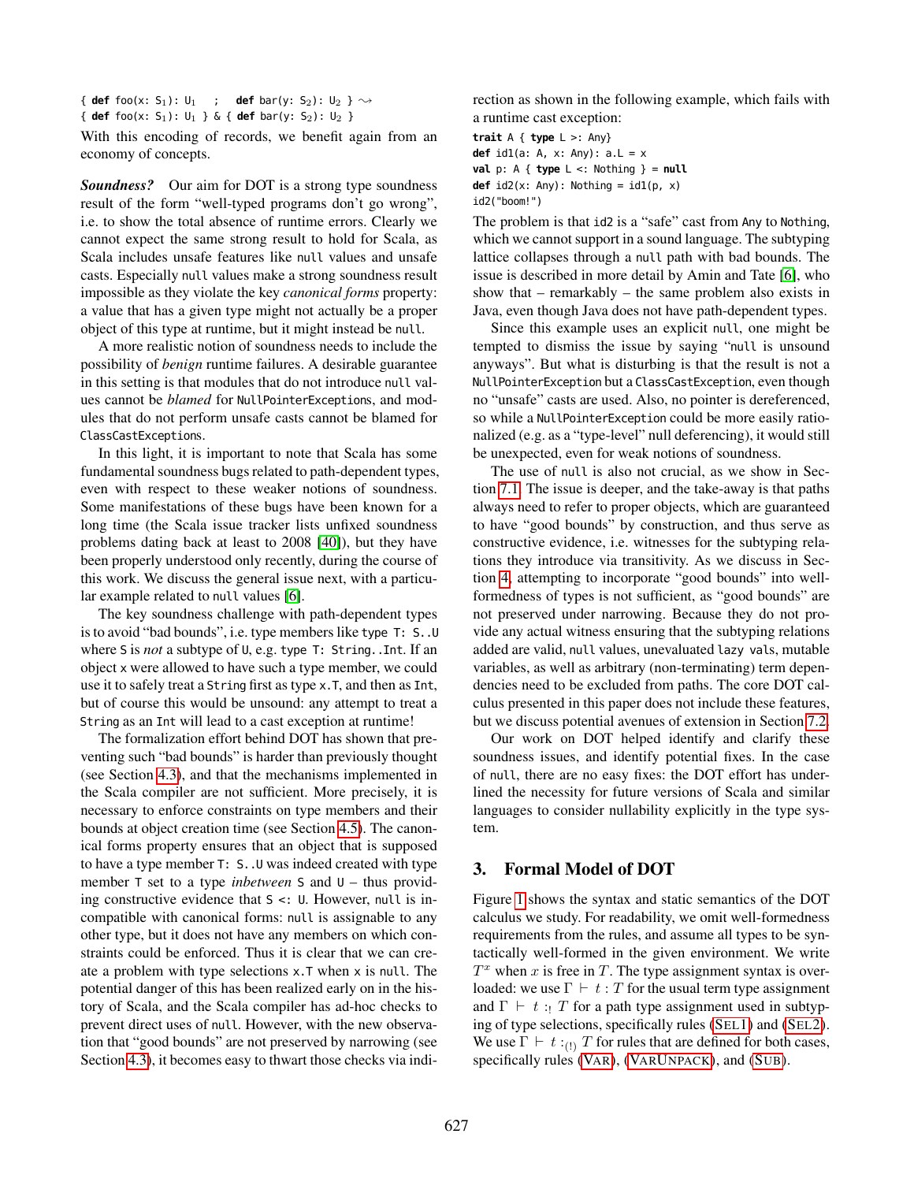```
{ def foo(x: S1): U1   ;   def bar(y: S2): U2 } ⇝
{ def foo(x: S1): U1 } & { def bar(y: S2): U2 }
```

With this encoding of records, we benefit again from an economy of concepts.

***Soundness?*** Our aim for DOT is a strong type soundness result of the form "well-typed programs don't go wrong", i.e. to show the total absence of runtime errors. Clearly we cannot expect the same strong result to hold for Scala, as Scala includes unsafe features like `null` values and unsafe casts. Especially `null` values make a strong soundness result impossible as they violate the key *canonical forms* property: a value that has a given type might not actually be a proper object of this type at runtime, but it might instead be `null`.

A more realistic notion of soundness needs to include the possibility of *benign* runtime failures. A desirable guarantee in this setting is that modules that do not introduce `null` values cannot be *blamed* for `NullPointerExceptions`, and modules that do not perform unsafe casts cannot be blamed for `ClassCastExceptions`.

In this light, it is important to note that Scala has some fundamental soundness bugs related to path-dependent types, even with respect to these weaker notions of soundness. Some manifestations of these bugs have been known for a long time (the Scala issue tracker lists unfixed soundness problems dating back at least to 2008 [40]), but they have been properly understood only recently, during the course of this work. We discuss the general issue next, with a particular example related to `null` values [6].

The key soundness challenge with path-dependent types is to avoid "bad bounds", i.e. type members like `type T: S..U` where `S` is *not* a subtype of `U`, e.g. `type T: String..Int`. If an object `x` were allowed to have such a type member, we could use it to safely treat a `String` first as type `x.T`, and then as `Int`, but of course this would be unsound: any attempt to treat a `String` as an `Int` will lead to a cast exception at runtime!

The formalization effort behind DOT has shown that preventing such "bad bounds" is harder than previously thought (see Section 4.3), and that the mechanisms implemented in the Scala compiler are not sufficient. More precisely, it is necessary to enforce constraints on type members and their bounds at object creation time (see Section 4.5). The canonical forms property ensures that an object that is supposed to have a type member `T: S..U` was indeed created with type member `T` set to a type *inbetween* `S` and `U` – thus providing constructive evidence that `S <: U`. However, `null` is incompatible with canonical forms: `null` is assignable to any other type, but it does not have any members on which constraints could be enforced. Thus it is clear that we can create a problem with type selections `x.T` when `x` is `null`. The potential danger of this has been realized early on in the history of Scala, and the Scala compiler has ad-hoc checks to prevent direct uses of `null`. However, with the new observation that "good bounds" are not preserved by narrowing (see Section 4.3), it becomes easy to thwart those checks via indirection as shown in the following example, which fails with a runtime cast exception:

```
trait A { type L >: Any}
def id1(a: A, x: Any): a.L = x
val p: A { type L <: Nothing } = null
def id2(x: Any): Nothing = id1(p, x)
id2("boom!")
```

The problem is that `id2` is a "safe" cast from `Any` to `Nothing`, which we cannot support in a sound language. The subtyping lattice collapses through a `null` path with bad bounds. The issue is described in more detail by Amin and Tate [6], who show that – remarkably – the same problem also exists in Java, even though Java does not have path-dependent types.

Since this example uses an explicit `null`, one might be tempted to dismiss the issue by saying "`null` is unsound anyways". But what is disturbing is that the result is not a `NullPointerException` but a `ClassCastException`, even though no "unsafe" casts are used. Also, no pointer is dereferenced, so while a `NullPointerException` could be more easily rationalized (e.g. as a "type-level" null deferencing), it would still be unexpected, even for weak notions of soundness.

The use of `null` is also not crucial, as we show in Section 7.1. The issue is deeper, and the take-away is that paths always need to refer to proper objects, which are guaranteed to have "good bounds" by construction, and thus serve as constructive evidence, i.e. witnesses for the subtyping relations they introduce via transitivity. As we discuss in Section 4, attempting to incorporate "good bounds" into well-formedness of types is not sufficient, as "good bounds" are not preserved under narrowing. Because they do not provide any actual witness ensuring that the subtyping relations added are valid, `null` values, unevaluated `lazy vals`, mutable variables, as well as arbitrary (non-terminating) term dependencies need to be excluded from paths. The core DOT calculus presented in this paper does not include these features, but we discuss potential avenues of extension in Section 7.2.

Our work on DOT helped identify and clarify these soundness issues, and identify potential fixes. In the case of `null`, there are no easy fixes: the DOT effort has underlined the necessity for future versions of Scala and similar languages to consider nullability explicitly in the type system.

## 3. Formal Model of DOT

Figure 1 shows the syntax and static semantics of the DOT calculus we study. For readability, we omit well-formedness requirements from the rules, and assume all types to be syntactically well-formed in the given environment. We write $T^x$ when $x$ is free in $T$. The type assignment syntax is overloaded: we use $\Gamma \vdash t : T$ for the usual term type assignment and $\Gamma \vdash t :_! T$ for a path type assignment used in subtyping of type selections, specifically rules (SEL1) and (SEL2). We use $\Gamma \vdash t :_{(!)} T$ for rules that are defined for both cases, specifically rules (VAR), (VARUNPACK), and (SUB).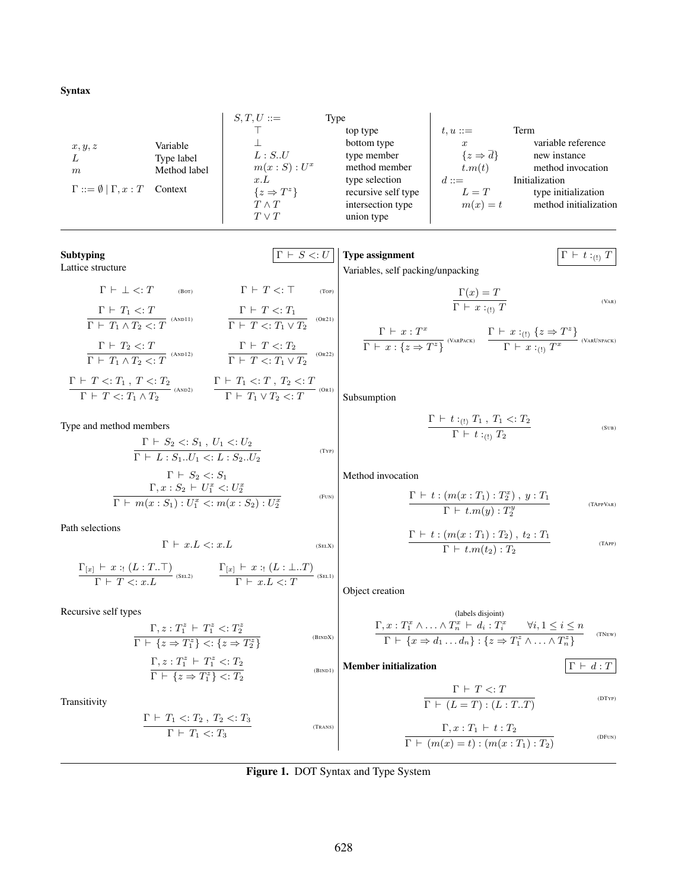**Syntax**

| | |
|---|---|
| $x, y, z$ | Variable |
| $L$ | Type label |
| $m$ | Method label |
| $\Gamma ::= \emptyset \mid \Gamma, x : T$ | Context |

| $S, T, U ::=$ | Type |
|---|---|
| $\top$ | top type |
| $\bot$ | bottom type |
| $L : S..U$ | type member |
| $m(x : S) : U^x$ | method member |
| $x.L$ | type selection |
| $\{z \Rightarrow T^z\}$ | recursive self type |
| $T \wedge T$ | intersection type |
| $T \vee T$ | union type |

| $t, u ::=$ | Term |
|---|---|
| $x$ | variable reference |
| $\{z \Rightarrow \overline{d}\}$ | new instance |
| $t.m(t)$ | method invocation |
| $d ::=$ | Initialization |
| $L = T$ | type initialization |
| $m(x) = t$ | method initialization |

**Subtyping** $\boxed{\Gamma \vdash S <: U}$

Lattice structure

$$\Gamma \vdash \bot <: T \quad \text{(Bot)} \qquad \Gamma \vdash T <: \top \quad \text{(Top)}$$

$$\frac{\Gamma \vdash T_1 <: T}{\Gamma \vdash T_1 \wedge T_2 <: T} \text{(And11)} \qquad \frac{\Gamma \vdash T <: T_1}{\Gamma \vdash T <: T_1 \vee T_2} \text{(Or21)}$$

$$\frac{\Gamma \vdash T_2 <: T}{\Gamma \vdash T_1 \wedge T_2 <: T} \text{(And12)} \qquad \frac{\Gamma \vdash T <: T_2}{\Gamma \vdash T <: T_1 \vee T_2} \text{(Or22)}$$

$$\frac{\Gamma \vdash T <: T_1 \,,\, T <: T_2}{\Gamma \vdash T <: T_1 \wedge T_2} \text{(And2)} \qquad \frac{\Gamma \vdash T_1 <: T \,,\, T_2 <: T}{\Gamma \vdash T_1 \vee T_2 <: T} \text{(Or1)}$$

Type and method members

$$\frac{\Gamma \vdash S_2 <: S_1 \,,\, U_1 <: U_2}{\Gamma \vdash L : S_1..U_1 <: L : S_2..U_2} \text{(Typ)}$$

$$\frac{\Gamma \vdash S_2 <: S_1 \qquad \Gamma, x : S_2 \vdash U_1^x <: U_2^x}{\Gamma \vdash m(x : S_1) : U_1^x <: m(x : S_2) : U_2^x} \text{(Fun)}$$

Path selections

$$\Gamma \vdash x.L <: x.L \quad \text{(SelX)}$$

$$\frac{\Gamma_{[x]} \vdash x :_! (L : T..\top)}{\Gamma \vdash T <: x.L} \text{(Sel2)} \qquad \frac{\Gamma_{[x]} \vdash x :_! (L : \bot..T)}{\Gamma \vdash x.L <: T} \text{(Sel1)}$$

Recursive self types

$$\frac{\Gamma, z : T_1^z \vdash T_1^z <: T_2^z}{\Gamma \vdash \{z \Rightarrow T_1^z\} <: \{z \Rightarrow T_2^z\}} \text{(BindX)}$$

$$\frac{\Gamma, z : T_1^z \vdash T_1^z <: T_2}{\Gamma \vdash \{z \Rightarrow T_1^z\} <: T_2} \text{(Bind1)}$$

Transitivity

$$\frac{\Gamma \vdash T_1 <: T_2 \,,\, T_2 <: T_3}{\Gamma \vdash T_1 <: T_3} \text{(Trans)}$$

**Type assignment** $\boxed{\Gamma \vdash t :_{(!)} T}$

Variables, self packing/unpacking

$$\frac{\Gamma(x) = T}{\Gamma \vdash x :_{(!)} T} \text{(Var)}$$

$$\frac{\Gamma \vdash x : T^x}{\Gamma \vdash x : \{z \Rightarrow T^z\}} \text{(VarPack)} \qquad \frac{\Gamma \vdash x :_{(!)} \{z \Rightarrow T^z\}}{\Gamma \vdash x :_{(!)} T^x} \text{(VarUnpack)}$$

Subsumption

$$\frac{\Gamma \vdash t :_{(!)} T_1 \,,\, T_1 <: T_2}{\Gamma \vdash t :_{(!)} T_2} \text{(Sub)}$$

Method invocation

$$\frac{\Gamma \vdash t : (m(x : T_1) : T_2^x) \,,\, y : T_1}{\Gamma \vdash t.m(y) : T_2^y} \text{(TAppVar)}$$

$$\frac{\Gamma \vdash t : (m(x : T_1) : T_2) \,,\, t_2 : T_1}{\Gamma \vdash t.m(t_2) : T_2} \text{(TApp)}$$

Object creation

$$\frac{\text{(labels disjoint)} \qquad \Gamma, x : T_1^x \wedge \ldots \wedge T_n^x \vdash d_i : T_i^x \qquad \forall i, 1 \leq i \leq n}{\Gamma \vdash \{x \Rightarrow d_1 \ldots d_n\} : \{z \Rightarrow T_1^z \wedge \ldots \wedge T_n^z\}} \text{(TNew)}$$

**Member initialization** $\boxed{\Gamma \vdash d : T}$

$$\frac{\Gamma \vdash T <: T}{\Gamma \vdash (L = T) : (L : T..T)} \text{(DTyp)}$$

$$\frac{\Gamma, x : T_1 \vdash t : T_2}{\Gamma \vdash (m(x) = t) : (m(x : T_1) : T_2)} \text{(DFun)}$$

**Figure 1.** DOT Syntax and Type System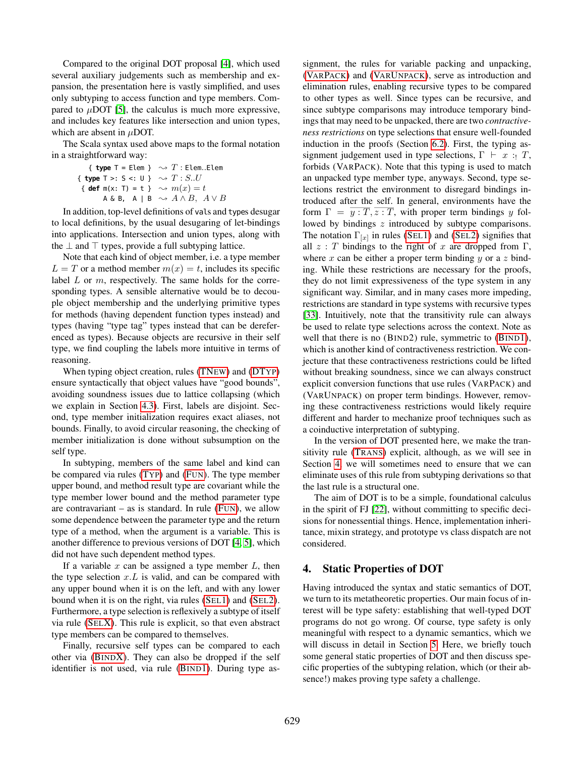Compared to the original DOT proposal [4], which used several auxiliary judgements such as membership and expansion, the presentation here is vastly simplified, and uses only subtyping to access function and type members. Compared to $\mu$DOT [5], the calculus is much more expressive, and includes key features like intersection and union types, which are absent in $\mu$DOT.

The Scala syntax used above maps to the formal notation in a straightforward way:

```
  { type T = Elem }      ⇝  T : Elem..Elem
{ type T >: S <: U }     ⇝  T : S..U
 { def m(x: T) = t }     ⇝  m(x) = t
        A & B,  A | B    ⇝  A ∧ B,  A ∨ B
```

In addition, top-level definitions of `val`s and `type`s desugar to local definitions, by the usual desugaring of let-bindings into applications. Intersection and union types, along with the $\bot$ and $\top$ types, provide a full subtyping lattice.

Note that each kind of object member, i.e. a type member $L = T$ or a method member $m(x) = t$, includes its specific label $L$ or $m$, respectively. The same holds for the corresponding types. A sensible alternative would be to decouple object membership and the underlying primitive types for methods (having dependent function types instead) and types (having "type tag" types instead that can be dereferenced as types). Because objects are recursive in their self type, we find coupling the labels more intuitive in terms of reasoning.

When typing object creation, rules (TNEW) and (DTYP) ensure syntactically that object values have "good bounds", avoiding soundness issues due to lattice collapsing (which we explain in Section 4.3). First, labels are disjoint. Second, type member initialization requires exact aliases, not bounds. Finally, to avoid circular reasoning, the checking of member initialization is done without subsumption on the self type.

In subtyping, members of the same label and kind can be compared via rules (TYP) and (FUN). The type member upper bound, and method result type are covariant while the type member lower bound and the method parameter type are contravariant – as is standard. In rule (FUN), we allow some dependence between the parameter type and the return type of a method, when the argument is a variable. This is another difference to previous versions of DOT [4, 5], which did not have such dependent method types.

If a variable $x$ can be assigned a type member $L$, then the type selection $x.L$ is valid, and can be compared with any upper bound when it is on the left, and with any lower bound when it is on the right, via rules (SEL1) and (SEL2). Furthermore, a type selection is reflexively a subtype of itself via rule (SELX). This rule is explicit, so that even abstract type members can be compared to themselves.

Finally, recursive self types can be compared to each other via (BINDX). They can also be dropped if the self identifier is not used, via rule (BIND1). During type assignment, the rules for variable packing and unpacking, (VARPACK) and (VARUNPACK), serve as introduction and elimination rules, enabling recursive types to be compared to other types as well. Since types can be recursive, and since subtype comparisons may introduce temporary bindings that may need to be unpacked, there are two *contractiveness restrictions* on type selections that ensure well-founded induction in the proofs (Section 6.2). First, the typing assignment judgement used in type selections, $\Gamma \vdash x :_! T$, forbids (VARPACK). Note that this typing is used to match an unpacked type member type, anyways. Second, type selections restrict the environment to disregard bindings introduced after the self. In general, environments have the form $\Gamma = \overline{y : T}, \overline{z : T}$, with proper term bindings $y$ followed by bindings $z$ introduced by subtype comparisons. The notation $\Gamma_{[x]}$ in rules (SEL1) and (SEL2) signifies that all $z : T$ bindings to the right of $x$ are dropped from $\Gamma$, where $x$ can be either a proper term binding $y$ or a $z$ binding. While these restrictions are necessary for the proofs, they do not limit expressiveness of the type system in any significant way. Similar, and in many cases more impeding, restrictions are standard in type systems with recursive types [33]. Intuitively, note that the transitivity rule can always be used to relate type selections across the context. Note as well that there is no (BIND2) rule, symmetric to (BIND1), which is another kind of contractiveness restriction. We conjecture that these contractiveness restrictions could be lifted without breaking soundness, since we can always construct explicit conversion functions that use rules (VARPACK) and (VARUNPACK) on proper term bindings. However, removing these contractiveness restrictions would likely require different and harder to mechanize proof techniques such as a coinductive interpretation of subtyping.

In the version of DOT presented here, we make the transitivity rule (TRANS) explicit, although, as we will see in Section 4, we will sometimes need to ensure that we can eliminate uses of this rule from subtyping derivations so that the last rule is a structural one.

The aim of DOT is to be a simple, foundational calculus in the spirit of FJ [22], without committing to specific decisions for nonessential things. Hence, implementation inheritance, mixin strategy, and prototype vs class dispatch are not considered.

## 4. Static Properties of DOT

Having introduced the syntax and static semantics of DOT, we turn to its metatheoretic properties. Our main focus of interest will be type safety: establishing that well-typed DOT programs do not go wrong. Of course, type safety is only meaningful with respect to a dynamic semantics, which we will discuss in detail in Section 5. Here, we briefly touch some general static properties of DOT and then discuss specific properties of the subtyping relation, which (or their absence!) makes proving type safety a challenge.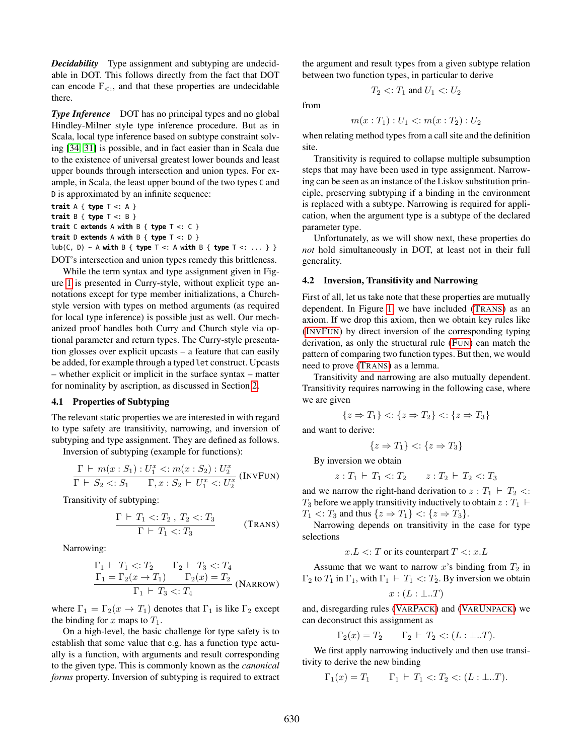***Decidability*** Type assignment and subtyping are undecidable in DOT. This follows directly from the fact that DOT can encode $F_{<:}$, and that these properties are undecidable there.

***Type Inference*** DOT has no principal types and no global Hindley-Milner style type inference procedure. But as in Scala, local type inference based on subtype constraint solving [34, 31] is possible, and in fact easier than in Scala due to the existence of universal greatest lower bounds and least upper bounds through intersection and union types. For example, in Scala, the least upper bound of the two types C and D is approximated by an infinite sequence:

```
trait A { type T <: A }
trait B { type T <: B }
trait C extends A with B { type T <: C }
trait D extends A with B { type T <: D }
lub(C, D) ~ A with B { type T <: A with B { type T <: ... } }
```

DOT's intersection and union types remedy this brittleness.

While the term syntax and type assignment given in Figure 1 is presented in Curry-style, without explicit type annotations except for type member initializations, a Church-style version with types on method arguments (as required for local type inference) is possible just as well. Our mechanized proof handles both Curry and Church style via optional parameter and return types. The Curry-style presentation glosses over explicit upcasts – a feature that can easily be added, for example through a typed let construct. Upcasts – whether explicit or implicit in the surface syntax – matter for nominality by ascription, as discussed in Section 2.

### 4.1 Properties of Subtyping

The relevant static properties we are interested in with regard to type safety are transitivity, narrowing, and inversion of subtyping and type assignment. They are defined as follows.

Inversion of subtyping (example for functions):

$$\frac{\Gamma \vdash m(x : S_1) : U_1^x <: m(x : S_2) : U_2^x}{\Gamma \vdash S_2 <: S_1 \qquad \Gamma, x : S_2 \vdash U_1^x <: U_2^x} \text{(InvFun)}$$

Transitivity of subtyping:

$$\frac{\Gamma \vdash T_1 <: T_2 \,,\, T_2 <: T_3}{\Gamma \vdash T_1 <: T_3} \qquad \text{(Trans)}$$

Narrowing:

$$\frac{\begin{array}{cc}\Gamma_1 \vdash T_1 <: T_2 & \Gamma_2 \vdash T_3 <: T_4 \\ \Gamma_1 = \Gamma_2(x \to T_1) & \Gamma_2(x) = T_2\end{array}}{\Gamma_1 \vdash T_3 <: T_4} \text{(Narrow)}$$

where $\Gamma_1 = \Gamma_2(x \to T_1)$ denotes that $\Gamma_1$ is like $\Gamma_2$ except the binding for $x$ maps to $T_1$.

On a high-level, the basic challenge for type safety is to establish that some value that e.g. has a function type actually is a function, with arguments and result corresponding to the given type. This is commonly known as the *canonical forms* property. Inversion of subtyping is required to extract the argument and result types from a given subtype relation between two function types, in particular to derive

$$T_2 <: T_1 \text{ and } U_1 <: U_2$$

from

$$m(x : T_1) : U_1 <: m(x : T_2) : U_2$$

when relating method types from a call site and the definition site.

Transitivity is required to collapse multiple subsumption steps that may have been used in type assignment. Narrowing can be seen as an instance of the Liskov substitution principle, preserving subtyping if a binding in the environment is replaced with a subtype. Narrowing is required for application, when the argument type is a subtype of the declared parameter type.

Unfortunately, as we will show next, these properties do *not* hold simultaneously in DOT, at least not in their full generality.

### 4.2 Inversion, Transitivity and Narrowing

First of all, let us take note that these properties are mutually dependent. In Figure 1, we have included (Trans) as an axiom. If we drop this axiom, then we obtain key rules like (InvFun) by direct inversion of the corresponding typing derivation, as only the structural rule (Fun) can match the pattern of comparing two function types. But then, we would need to prove (Trans) as a lemma.

Transitivity and narrowing are also mutually dependent. Transitivity requires narrowing in the following case, where we are given

$$\{z \Rightarrow T_1\} <: \{z \Rightarrow T_2\} <: \{z \Rightarrow T_3\}$$

and want to derive:

$$\{z \Rightarrow T_1\} <: \{z \Rightarrow T_3\}$$

By inversion we obtain

$$z : T_1 \vdash T_1 <: T_2 \qquad z : T_2 \vdash T_2 <: T_3$$

and we narrow the right-hand derivation to $z : T_1 \vdash T_2 <: T_3$ before we apply transitivity inductively to obtain $z : T_1 \vdash T_1 <: T_3$ and thus $\{z \Rightarrow T_1\} <: \{z \Rightarrow T_3\}$.

Narrowing depends on transitivity in the case for type selections

$$x.L <: T \text{ or its counterpart } T <: x.L$$

Assume that we want to narrow $x$'s binding from $T_2$ in $\Gamma_2$ to $T_1$ in $\Gamma_1$, with $\Gamma_1 \vdash T_1 <: T_2$. By inversion we obtain

$$x : (L : \bot..T)$$

and, disregarding rules (VarPack) and (VarUnpack) we can deconstruct this assignment as

$$\Gamma_2(x) = T_2 \qquad \Gamma_2 \vdash T_2 <: (L : \bot..T).$$

We first apply narrowing inductively and then use transitivity to derive the new binding

$$\Gamma_1(x) = T_1 \qquad \Gamma_1 \vdash T_1 <: T_2 <: (L : \bot..T).$$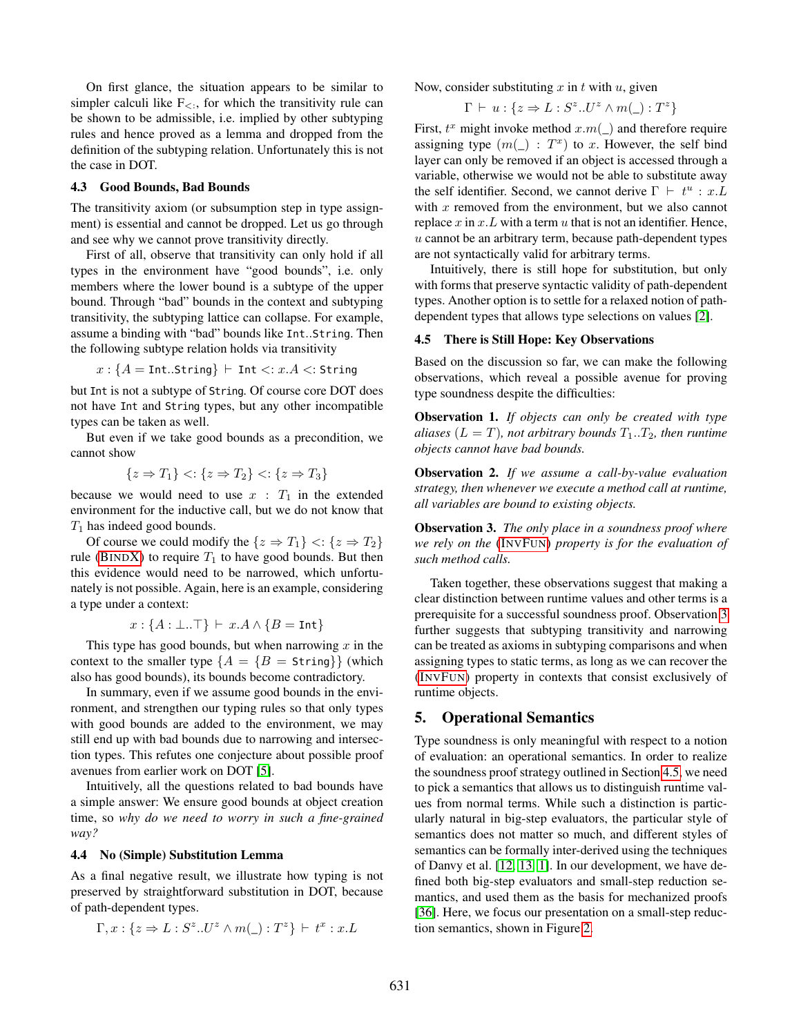On first glance, the situation appears to be similar to simpler calculi like $F_{<:}$, for which the transitivity rule can be shown to be admissible, i.e. implied by other subtyping rules and hence proved as a lemma and dropped from the definition of the subtyping relation. Unfortunately this is not the case in DOT.

### 4.3 Good Bounds, Bad Bounds

The transitivity axiom (or subsumption step in type assignment) is essential and cannot be dropped. Let us go through and see why we cannot prove transitivity directly.

First of all, observe that transitivity can only hold if all types in the environment have "good bounds", i.e. only members where the lower bound is a subtype of the upper bound. Through "bad" bounds in the context and subtyping transitivity, the subtyping lattice can collapse. For example, assume a binding with "bad" bounds like `Int..String`. Then the following subtype relation holds via transitivity

$$x : \{A = \texttt{Int..String}\} \vdash \texttt{Int} <: x.A <: \texttt{String}$$

but `Int` is not a subtype of `String`. Of course core DOT does not have `Int` and `String` types, but any other incompatible types can be taken as well.

But even if we take good bounds as a precondition, we cannot show

$$\{z \Rightarrow T_1\} <: \{z \Rightarrow T_2\} <: \{z \Rightarrow T_3\}$$

because we would need to use $x : T_1$ in the extended environment for the inductive call, but we do not know that $T_1$ has indeed good bounds.

Of course we could modify the $\{z \Rightarrow T_1\} <: \{z \Rightarrow T_2\}$ rule (BINDX) to require $T_1$ to have good bounds. But then this evidence would need to be narrowed, which unfortunately is not possible. Again, here is an example, considering a type under a context:

$$x : \{A : \bot..\top\} \vdash x.A \wedge \{B = \texttt{Int}\}$$

This type has good bounds, but when narrowing $x$ in the context to the smaller type $\{A = \{B = \texttt{String}\}\}$ (which also has good bounds), its bounds become contradictory.

In summary, even if we assume good bounds in the environment, and strengthen our typing rules so that only types with good bounds are added to the environment, we may still end up with bad bounds due to narrowing and intersection types. This refutes one conjecture about possible proof avenues from earlier work on DOT [5].

Intuitively, all the questions related to bad bounds have a simple answer: We ensure good bounds at object creation time, so *why do we need to worry in such a fine-grained way?*

### 4.4 No (Simple) Substitution Lemma

As a final negative result, we illustrate how typing is not preserved by straightforward substitution in DOT, because of path-dependent types.

$$\Gamma, x : \{z \Rightarrow L : S^z..U^z \wedge m(\_) : T^z\} \vdash t^x : x.L$$

Now, consider substituting $x$ in $t$ with $u$, given

$$\Gamma \vdash u : \{z \Rightarrow L : S^z..U^z \wedge m(\_) : T^z\}$$

First, $t^x$ might invoke method $x.m(\_)$ and therefore require assigning type $(m(\_) : T^x)$ to $x$. However, the self bind layer can only be removed if an object is accessed through a variable, otherwise we would not be able to substitute away the self identifier. Second, we cannot derive $\Gamma \vdash t^u : x.L$ with $x$ removed from the environment, but we also cannot replace $x$ in $x.L$ with a term $u$ that is not an identifier. Hence, $u$ cannot be an arbitrary term, because path-dependent types are not syntactically valid for arbitrary terms.

Intuitively, there is still hope for substitution, but only with forms that preserve syntactic validity of path-dependent types. Another option is to settle for a relaxed notion of path-dependent types that allows type selections on values [2].

### 4.5 There is Still Hope: Key Observations

Based on the discussion so far, we can make the following observations, which reveal a possible avenue for proving type soundness despite the difficulties:

**Observation 1.** *If objects can only be created with type aliases ($L = T$), not arbitrary bounds $T_1..T_2$, then runtime objects cannot have bad bounds.*

**Observation 2.** *If we assume a call-by-value evaluation strategy, then whenever we execute a method call at runtime, all variables are bound to existing objects.*

**Observation 3.** *The only place in a soundness proof where we rely on the (INVFUN) property is for the evaluation of such method calls.*

Taken together, these observations suggest that making a clear distinction between runtime values and other terms is a prerequisite for a successful soundness proof. Observation 3 further suggests that subtyping transitivity and narrowing can be treated as axioms in subtyping comparisons and when assigning types to static terms, as long as we can recover the (INVFUN) property in contexts that consist exclusively of runtime objects.

## 5. Operational Semantics

Type soundness is only meaningful with respect to a notion of evaluation: an operational semantics. In order to realize the soundness proof strategy outlined in Section 4.5, we need to pick a semantics that allows us to distinguish runtime values from normal terms. While such a distinction is particularly natural in big-step evaluators, the particular style of semantics does not matter so much, and different styles of semantics can be formally inter-derived using the techniques of Danvy et al. [12, 13, 1]. In our development, we have defined both big-step evaluators and small-step reduction semantics, and used them as the basis for mechanized proofs [36]. Here, we focus our presentation on a small-step reduction semantics, shown in Figure 2.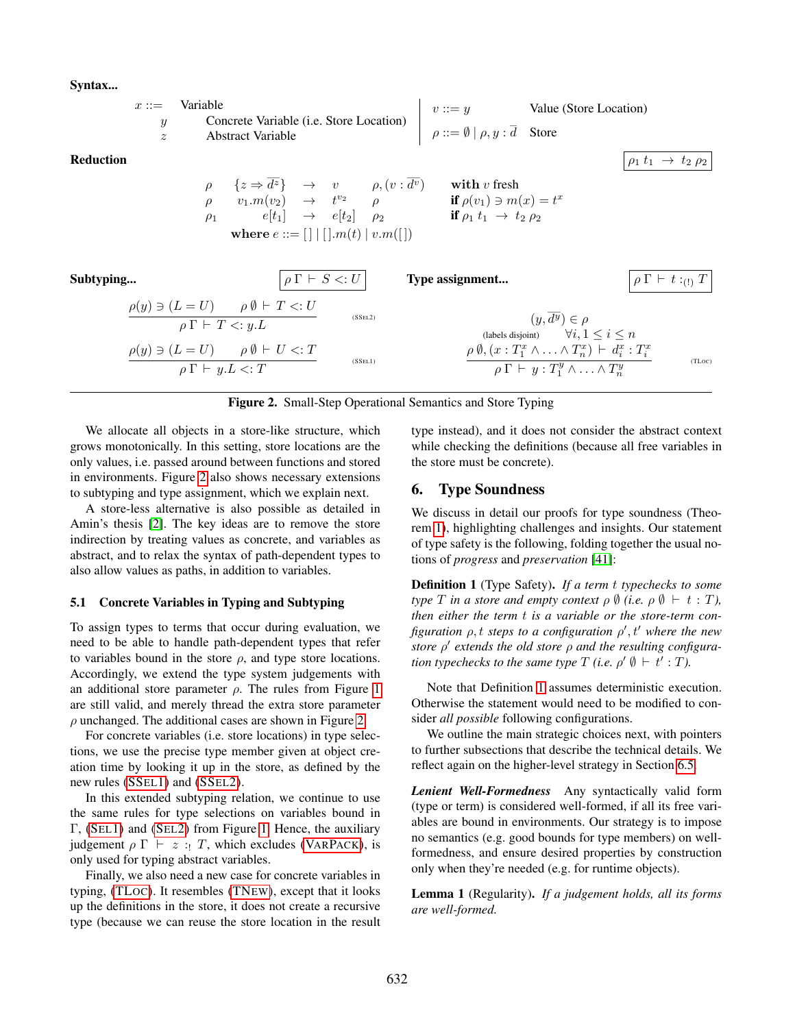**Syntax...**

$$
\begin{array}{lll}
x ::= & & \text{Variable} \\
& y & \text{Concrete Variable (i.e. Store Location)} \\
& z & \text{Abstract Variable}
\end{array}
\qquad
\begin{array}{ll}
v ::= y & \text{Value (Store Location)} \\
\rho ::= \emptyset \mid \rho, y : \overline{d} & \text{Store}
\end{array}
$$

**Reduction** $\boxed{\rho_1\ t_1\ \rightarrow\ t_2\ \rho_2}$

$$
\begin{array}{lcclll}
\rho & \{z \Rightarrow \overline{d^z}\} & \rightarrow & v & \rho, (v : \overline{d^v}) & \textbf{with } v \text{ fresh} \\
\rho & v_1.m(v_2) & \rightarrow & t^{v_2} & \rho & \textbf{if } \rho(v_1) \ni m(x) = t^x \\
\rho_1 & e[t_1] & \rightarrow & e[t_2] & \rho_2 & \textbf{if } \rho_1\ t_1\ \rightarrow\ t_2\ \rho_2 \\
& \multicolumn{5}{l}{\textbf{where } e ::= [\,] \mid [\,].m(t) \mid v.m([\,])}
\end{array}
$$

**Subtyping...** $\boxed{\rho\, \Gamma \vdash S <: U}$

$$
\frac{\rho(y) \ni (L = U) \qquad \rho\, \emptyset \vdash T <: U}{\rho\, \Gamma \vdash T <: y.L} \quad (\text{SSEL2})
$$

$$
\frac{\rho(y) \ni (L = U) \qquad \rho\, \emptyset \vdash U <: T}{\rho\, \Gamma \vdash y.L <: T} \quad (\text{SSEL1})
$$

**Type assignment...** $\boxed{\rho\, \Gamma \vdash t :_{(!)} T}$

$$
\frac{\begin{array}{c}(y, \overline{d^y}) \in \rho \\ \text{(labels disjoint)} \qquad \forall i, 1 \leq i \leq n \\ \rho\, \emptyset, (x : T_1^x \wedge \ldots \wedge T_n^x) \vdash d_i^x : T_i^x \end{array}}{\rho\, \Gamma \vdash y : T_1^y \wedge \ldots \wedge T_n^y} \quad (\text{TLOC})
$$

**Figure 2.** Small-Step Operational Semantics and Store Typing

We allocate all objects in a store-like structure, which grows monotonically. In this setting, store locations are the only values, i.e. passed around between functions and stored in environments. Figure 2 also shows necessary extensions to subtyping and type assignment, which we explain next.

A store-less alternative is also possible as detailed in Amin's thesis [2]. The key ideas are to remove the store indirection by treating values as concrete, and variables as abstract, and to relax the syntax of path-dependent types to also allow values as paths, in addition to variables.

### 5.1 Concrete Variables in Typing and Subtyping

To assign types to terms that occur during evaluation, we need to be able to handle path-dependent types that refer to variables bound in the store $\rho$, and type store locations. Accordingly, we extend the type system judgements with an additional store parameter $\rho$. The rules from Figure 1 are still valid, and merely thread the extra store parameter $\rho$ unchanged. The additional cases are shown in Figure 2.

For concrete variables (i.e. store locations) in type selections, we use the precise type member given at object creation time by looking it up in the store, as defined by the new rules (SSEL1) and (SSEL2).

In this extended subtyping relation, we continue to use the same rules for type selections on variables bound in $\Gamma$, (SEL1) and (SEL2) from Figure 1. Hence, the auxiliary judgement $\rho\, \Gamma \vdash z :_! T$, which excludes (VARPACK), is only used for typing abstract variables.

Finally, we also need a new case for concrete variables in typing, (TLOC). It resembles (TNEW), except that it looks up the definitions in the store, it does not create a recursive type (because we can reuse the store location in the result type instead), and it does not consider the abstract context while checking the definitions (because all free variables in the store must be concrete).

## 6. Type Soundness

We discuss in detail our proofs for type soundness (Theorem 1), highlighting challenges and insights. Our statement of type safety is the following, folding together the usual notions of *progress* and *preservation* [41]:

**Definition 1** (Type Safety). *If a term $t$ typechecks to some type $T$ in a store and empty context $\rho\ \emptyset$ (i.e. $\rho\ \emptyset \vdash t : T$), then either the term $t$ is a variable or the store-term configuration $\rho, t$ steps to a configuration $\rho', t'$ where the new store $\rho'$ extends the old store $\rho$ and the resulting configuration typechecks to the same type $T$ (i.e. $\rho'\ \emptyset \vdash t' : T$).*

Note that Definition 1 assumes deterministic execution. Otherwise the statement would need to be modified to consider *all possible* following configurations.

We outline the main strategic choices next, with pointers to further subsections that describe the technical details. We reflect again on the higher-level strategy in Section 6.5.

***Lenient Well-Formedness*** Any syntactically valid form (type or term) is considered well-formed, if all its free variables are bound in environments. Our strategy is to impose no semantics (e.g. good bounds for type members) on well-formedness, and ensure desired properties by construction only when they're needed (e.g. for runtime objects).

**Lemma 1** (Regularity). *If a judgement holds, all its forms are well-formed.*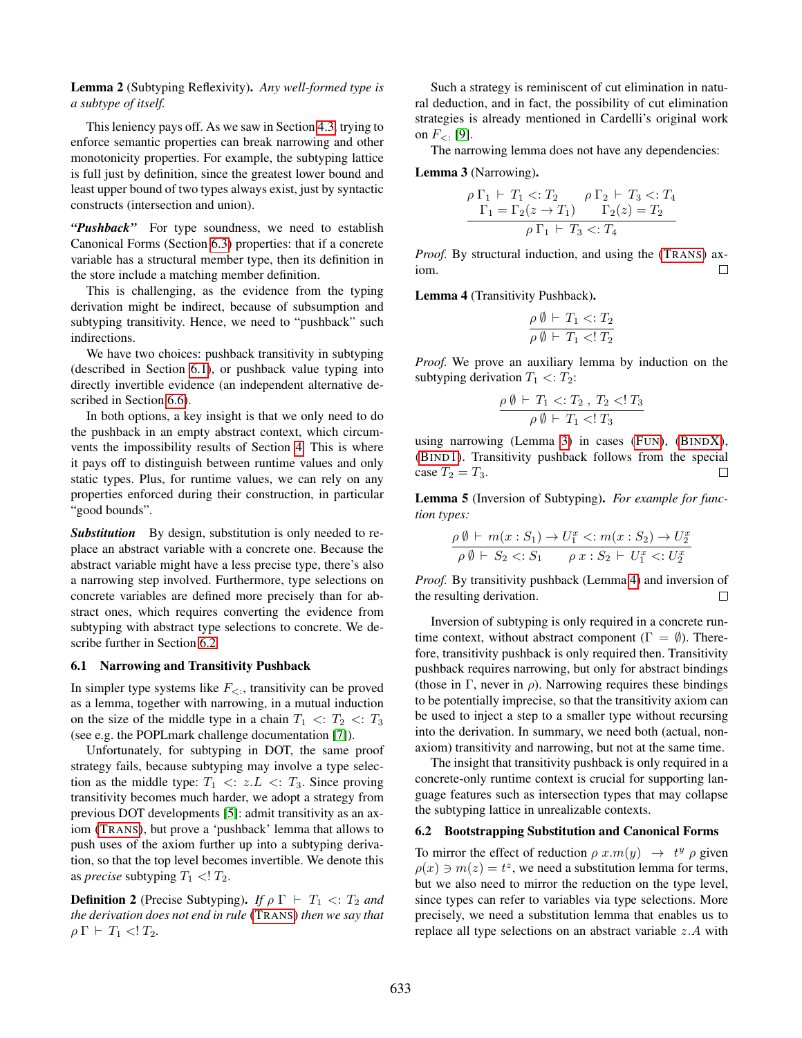**Lemma 2** (Subtyping Reflexivity)**.** *Any well-formed type is a subtype of itself.*

This leniency pays off. As we saw in Section 4.3, trying to enforce semantic properties can break narrowing and other monotonicity properties. For example, the subtyping lattice is full just by definition, since the greatest lower bound and least upper bound of two types always exist, just by syntactic constructs (intersection and union).

***"Pushback"*** For type soundness, we need to establish Canonical Forms (Section 6.3) properties: that if a concrete variable has a structural member type, then its definition in the store include a matching member definition.

This is challenging, as the evidence from the typing derivation might be indirect, because of subsumption and subtyping transitivity. Hence, we need to "pushback" such indirections.

We have two choices: pushback transitivity in subtyping (described in Section 6.1), or pushback value typing into directly invertible evidence (an independent alternative described in Section 6.6).

In both options, a key insight is that we only need to do the pushback in an empty abstract context, which circumvents the impossibility results of Section 4. This is where it pays off to distinguish between runtime values and only static types. Plus, for runtime values, we can rely on any properties enforced during their construction, in particular "good bounds".

***Substitution*** By design, substitution is only needed to replace an abstract variable with a concrete one. Because the abstract variable might have a less precise type, there's also a narrowing step involved. Furthermore, type selections on concrete variables are defined more precisely than for abstract ones, which requires converting the evidence from subtyping with abstract type selections to concrete. We describe further in Section 6.2.

### 6.1 Narrowing and Transitivity Pushback

In simpler type systems like $F_{<:}$, transitivity can be proved as a lemma, together with narrowing, in a mutual induction on the size of the middle type in a chain $T_1 <: T_2 <: T_3$ (see e.g. the POPLmark challenge documentation [7]).

Unfortunately, for subtyping in DOT, the same proof strategy fails, because subtyping may involve a type selection as the middle type: $T_1 <: z.L <: T_3$. Since proving transitivity becomes much harder, we adopt a strategy from previous DOT developments [5]: admit transitivity as an axiom (TRANS), but prove a 'pushback' lemma that allows to push uses of the axiom further up into a subtyping derivation, so that the top level becomes invertible. We denote this as *precise* subtyping $T_1 <! T_2$.

**Definition 2** (Precise Subtyping)**.** *If $\rho\, \Gamma \vdash T_1 <: T_2$ and the derivation does not end in rule* (TRANS) *then we say that $\rho\, \Gamma \vdash T_1 <! T_2$.*

Such a strategy is reminiscent of cut elimination in natural deduction, and in fact, the possibility of cut elimination strategies is already mentioned in Cardelli's original work on $F_{<:}$ [9].

The narrowing lemma does not have any dependencies:

**Lemma 3** (Narrowing)**.**

$$\frac{\begin{array}{cc}\rho\,\Gamma_1 \vdash T_1 <: T_2 & \rho\,\Gamma_2 \vdash T_3 <: T_4 \\ \Gamma_1 = \Gamma_2(z \to T_1) & \Gamma_2(z) = T_2\end{array}}{\rho\,\Gamma_1 \vdash T_3 <: T_4}$$

*Proof.* By structural induction, and using the (TRANS) axiom. □

**Lemma 4** (Transitivity Pushback)**.**

$$\frac{\rho\,\emptyset \vdash T_1 <: T_2}{\rho\,\emptyset \vdash T_1 <! T_2}$$

*Proof.* We prove an auxiliary lemma by induction on the subtyping derivation $T_1 <: T_2$:

$$\frac{\rho\,\emptyset \vdash T_1 <: T_2\ ,\ T_2 <! T_3}{\rho\,\emptyset \vdash T_1 <! T_3}$$

using narrowing (Lemma 3) in cases (FUN), (BINDX), (BIND1). Transitivity pushback follows from the special case $T_2 = T_3$. □

**Lemma 5** (Inversion of Subtyping)**.** *For example for function types:*

$$\frac{\rho\,\emptyset \vdash m(x : S_1) \to U_1^x <: m(x : S_2) \to U_2^x}{\rho\,\emptyset \vdash S_2 <: S_1 \qquad \rho\, x : S_2 \vdash U_1^x <: U_2^x}$$

*Proof.* By transitivity pushback (Lemma 4) and inversion of the resulting derivation. □

Inversion of subtyping is only required in a concrete runtime context, without abstract component ($\Gamma = \emptyset$). Therefore, transitivity pushback is only required then. Transitivity pushback requires narrowing, but only for abstract bindings (those in $\Gamma$, never in $\rho$). Narrowing requires these bindings to be potentially imprecise, so that the transitivity axiom can be used to inject a step to a smaller type without recursing into the derivation. In summary, we need both (actual, non-axiom) transitivity and narrowing, but not at the same time.

The insight that transitivity pushback is only required in a concrete-only runtime context is crucial for supporting language features such as intersection types that may collapse the subtyping lattice in unrealizable contexts.

### 6.2 Bootstrapping Substitution and Canonical Forms

To mirror the effect of reduction $\rho\; x.m(y) \;\to\; t^y\; \rho$ given $\rho(x) \ni m(z) = t^z$, we need a substitution lemma for terms, but we also need to mirror the reduction on the type level, since types can refer to variables via type selections. More precisely, we need a substitution lemma that enables us to replace all type selections on an abstract variable $z.A$ with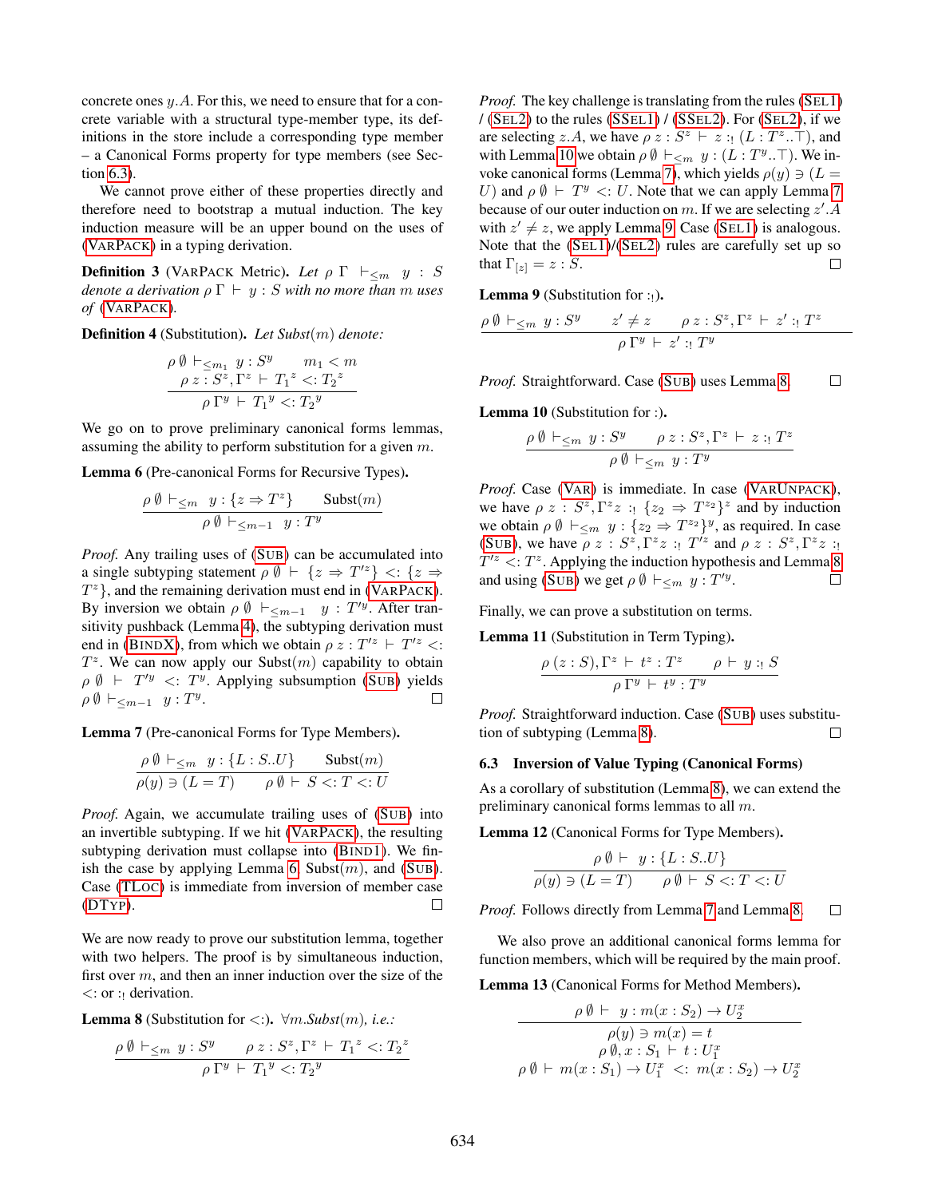concrete ones $y.A$. For this, we need to ensure that for a concrete variable with a structural type-member type, its definitions in the store include a corresponding type member – a Canonical Forms property for type members (see Section 6.3).

We cannot prove either of these properties directly and therefore need to bootstrap a mutual induction. The key induction measure will be an upper bound on the uses of (VARPACK) in a typing derivation.

**Definition 3** (VARPACK Metric). *Let $\rho\ \Gamma\ \vdash_{\leq m}\ y : S$ denote a derivation $\rho\ \Gamma\ \vdash\ y : S$ with no more than $m$ uses of* (VARPACK)*.*

**Definition 4** (Substitution). *Let $Subst(m)$ denote:*

$$\frac{\rho\ \emptyset\ \vdash_{\leq m_1}\ y : S^y \qquad m_1 < m \qquad \rho\ z : S^z, \Gamma^z\ \vdash\ {T_1}^z <: {T_2}^z}{\rho\ \Gamma^y\ \vdash\ {T_1}^y <: {T_2}^y}$$

We go on to prove preliminary canonical forms lemmas, assuming the ability to perform substitution for a given $m$.

**Lemma 6** (Pre-canonical Forms for Recursive Types)**.**

$$\frac{\rho\ \emptyset\ \vdash_{\leq m}\ \ y : \{z \Rightarrow T^z\} \qquad \text{Subst}(m)}{\rho\ \emptyset\ \vdash_{\leq m-1}\ \ y : T^y}$$

*Proof.* Any trailing uses of (SUB) can be accumulated into a single subtyping statement $\rho\ \emptyset\ \vdash\ \{z \Rightarrow T'^z\} <: \{z \Rightarrow T^z\}$, and the remaining derivation must end in (VARPACK). By inversion we obtain $\rho\ \emptyset\ \vdash_{\leq m-1}\ \ y : T'^y$. After transitivity pushback (Lemma 4), the subtyping derivation must end in (BINDX), from which we obtain $\rho\ z : T'^z\ \vdash\ T'^z <: T^z$. We can now apply our Subst($m$) capability to obtain $\rho\ \emptyset\ \vdash\ T'^y\ <:\ T^y$. Applying subsumption (SUB) yields $\rho\ \emptyset\ \vdash_{\leq m-1}\ \ y : T^y$. □

**Lemma 7** (Pre-canonical Forms for Type Members)**.**

$$\frac{\rho\ \emptyset\ \vdash_{\leq m}\ \ y : \{L : S..U\} \qquad \text{Subst}(m)}{\rho(y) \ni (L = T) \qquad \rho\ \emptyset\ \vdash\ S <: T <: U}$$

*Proof.* Again, we accumulate trailing uses of (SUB) into an invertible subtyping. If we hit (VARPACK), the resulting subtyping derivation must collapse into (BIND1). We finish the case by applying Lemma 6, Subst($m$), and (SUB). Case (TLOC) is immediate from inversion of member case (DTYP). □

We are now ready to prove our substitution lemma, together with two helpers. The proof is by simultaneous induction, first over $m$, and then an inner induction over the size of the $<:$ or $:_!$ derivation.

**Lemma 8** (Substitution for $<:$). $\forall m.Subst(m)$*, i.e.:*

$$\frac{\rho\ \emptyset\ \vdash_{\leq m}\ y : S^y \qquad \rho\ z : S^z, \Gamma^z\ \vdash\ {T_1}^z <: {T_2}^z}{\rho\ \Gamma^y\ \vdash\ {T_1}^y <: {T_2}^y}$$

*Proof.* The key challenge is translating from the rules (SEL1) / (SEL2) to the rules (SSEL1) / (SSEL2). For (SEL2), if we are selecting $z.A$, we have $\rho\ z : S^z\ \vdash\ z :_!\ (L : T^z..\top)$, and with Lemma 10 we obtain $\rho\ \emptyset\ \vdash_{\leq m}\ y : (L : T^y..\top)$. We invoke canonical forms (Lemma 7), which yields $\rho(y) \ni (L = U)$ and $\rho\ \emptyset\ \vdash\ T^y <: U$. Note that we can apply Lemma 7 because of our outer induction on $m$. If we are selecting $z'.A$ with $z' \neq z$, we apply Lemma 9. Case (SEL1) is analogous. Note that the (SEL1)/(SEL2) rules are carefully set up so that $\Gamma_{[z]} = z : S$. □

**Lemma 9** (Substitution for $:_!$)**.**

$$\frac{\rho\ \emptyset\ \vdash_{\leq m}\ y : S^y \qquad z' \neq z \qquad \rho\ z : S^z, \Gamma^z\ \vdash\ z' :_!\ T^z}{\rho\ \Gamma^y\ \vdash\ z' :_!\ T^y}$$

*Proof.* Straightforward. Case (SUB) uses Lemma 8. □

**Lemma 10** (Substitution for $:$)**.**

$$\frac{\rho\ \emptyset\ \vdash_{\leq m}\ y : S^y \qquad \rho\ z : S^z, \Gamma^z\ \vdash\ z :_!\ T^z}{\rho\ \emptyset\ \vdash_{\leq m}\ y : T^y}$$

*Proof.* Case (VAR) is immediate. In case (VARUNPACK), we have $\rho\ z\ :\ S^z, \Gamma^z z\ :_!\ \{z_2\ \Rightarrow\ T^{z_2}\}^z$ and by induction we obtain $\rho\ \emptyset\ \vdash_{\leq m}\ y : \{z_2 \Rightarrow T^{z_2}\}^y$, as required. In case (SUB), we have $\rho\ z\ :\ S^z, \Gamma^z z\ :_!\ T'^z$ and $\rho\ z\ :\ S^z, \Gamma^z z\ :_!\ T'^z <: T^z$. Applying the induction hypothesis and Lemma 8 and using (SUB) we get $\rho\ \emptyset\ \vdash_{\leq m}\ y : T'^y$. □

Finally, we can prove a substitution on terms.

**Lemma 11** (Substitution in Term Typing)**.**

$$\frac{\rho\ (z : S), \Gamma^z\ \vdash\ t^z : T^z \qquad \rho\ \vdash\ y :_!\ S}{\rho\ \Gamma^y\ \vdash\ t^y : T^y}$$

*Proof.* Straightforward induction. Case (SUB) uses substitution of subtyping (Lemma 8). □

### 6.3 Inversion of Value Typing (Canonical Forms)

As a corollary of substitution (Lemma 8), we can extend the preliminary canonical forms lemmas to all $m$.

**Lemma 12** (Canonical Forms for Type Members)**.**

$$\frac{\rho\ \emptyset\ \vdash\ \ y : \{L : S..U\}}{\rho(y) \ni (L = T) \qquad \rho\ \emptyset\ \vdash\ S <: T <: U}$$

*Proof.* Follows directly from Lemma 7 and Lemma 8. □

We also prove an additional canonical forms lemma for function members, which will be required by the main proof.

**Lemma 13** (Canonical Forms for Method Members)**.**

$$\frac{\rho\ \emptyset\ \vdash\ \ y : m(x : S_2) \rightarrow U_2^x}{\begin{array}{c}\rho(y) \ni m(x) = t \\ \rho\ \emptyset, x : S_1\ \vdash\ t : U_1^x \\ \rho\ \emptyset\ \vdash\ m(x : S_1) \rightarrow U_1^x\ <:\ m(x : S_2) \rightarrow U_2^x\end{array}}$$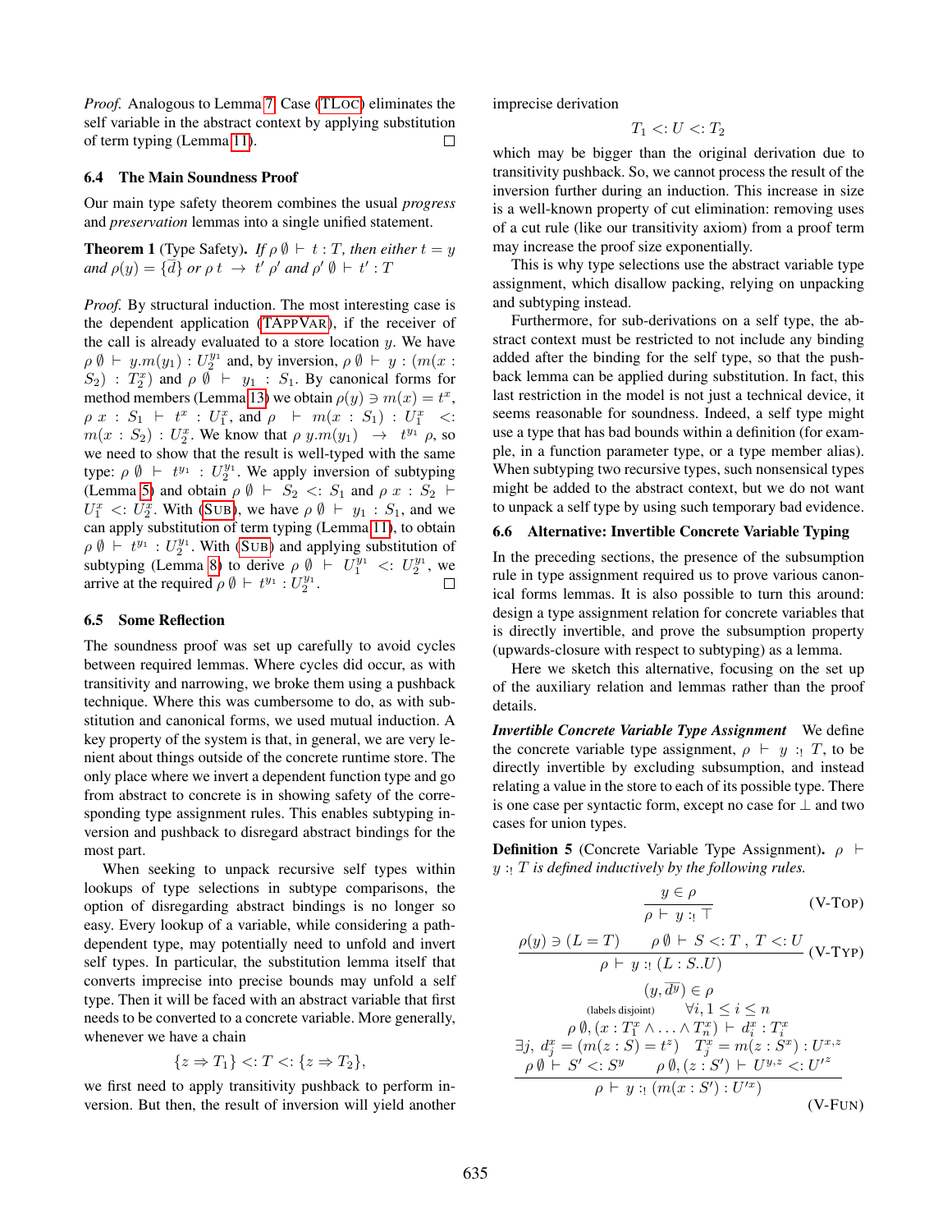*Proof.* Analogous to Lemma 7. Case (TLoc) eliminates the self variable in the abstract context by applying substitution of term typing (Lemma 11). ☐

### 6.4 The Main Soundness Proof

Our main type safety theorem combines the usual *progress* and *preservation* lemmas into a single unified statement.

**Theorem 1** (Type Safety). *If $\rho\ \emptyset \vdash t : T$, then either $t = y$ and $\rho(y) = \{\overline{d}\}$ or $\rho\ t \ \rightarrow\ t'\ \rho'$ and $\rho'\ \emptyset \vdash t' : T$*

*Proof.* By structural induction. The most interesting case is the dependent application (TAppVar), if the receiver of the call is already evaluated to a store location $y$. We have $\rho\ \emptyset\ \vdash\ y.m(y_1) : U_2^{y_1}$ and, by inversion, $\rho\ \emptyset\ \vdash\ y : (m(x : S_2) : T_2^x)$ and $\rho\ \emptyset\ \vdash\ y_1 : S_1$. By canonical forms for method members (Lemma 13) we obtain $\rho(y) \ni m(x) = t^x$, $\rho\ x : S_1 \vdash t^x : U_1^x$, and $\rho\ \vdash\ m(x : S_1) : U_1^x\ <:\ m(x : S_2) : U_2^x$. We know that $\rho\ y.m(y_1)\ \rightarrow\ t^{y_1}\ \rho$, so we need to show that the result is well-typed with the same type: $\rho\ \emptyset\ \vdash\ t^{y_1} : U_2^{y_1}$. We apply inversion of subtyping (Lemma 5) and obtain $\rho\ \emptyset\ \vdash\ S_2 <: S_1$ and $\rho\ x : S_2 \vdash U_1^x <: U_2^x$. With (Sub), we have $\rho\ \emptyset\ \vdash\ y_1 : S_1$, and we can apply substitution of term typing (Lemma 11), to obtain $\rho\ \emptyset\ \vdash\ t^{y_1} : U_2^{y_1}$. With (Sub) and applying substitution of subtyping (Lemma 8) to derive $\rho\ \emptyset\ \vdash\ U_1^{y_1}\ <:\ U_2^{y_1}$, we arrive at the required $\rho\ \emptyset \vdash t^{y_1} : U_2^{y_1}$. ☐

### 6.5 Some Reflection

The soundness proof was set up carefully to avoid cycles between required lemmas. Where cycles did occur, as with transitivity and narrowing, we broke them using a pushback technique. Where this was cumbersome to do, as with substitution and canonical forms, we used mutual induction. A key property of the system is that, in general, we are very lenient about things outside of the concrete runtime store. The only place where we invert a dependent function type and go from abstract to concrete is in showing safety of the corresponding type assignment rules. This enables subtyping inversion and pushback to disregard abstract bindings for the most part.

When seeking to unpack recursive self types within lookups of type selections in subtype comparisons, the option of disregarding abstract bindings is no longer so easy. Every lookup of a variable, while considering a path-dependent type, may potentially need to unfold and invert self types. In particular, the substitution lemma itself that converts imprecise into precise bounds may unfold a self type. Then it will be faced with an abstract variable that first needs to be converted to a concrete variable. More generally, whenever we have a chain

$$\{z \Rightarrow T_1\} <: T <: \{z \Rightarrow T_2\},$$

we first need to apply transitivity pushback to perform inversion. But then, the result of inversion will yield another imprecise derivation

$$T_1 <: U <: T_2$$

which may be bigger than the original derivation due to transitivity pushback. So, we cannot process the result of the inversion further during an induction. This increase in size is a well-known property of cut elimination: removing uses of a cut rule (like our transitivity axiom) from a proof term may increase the proof size exponentially.

This is why type selections use the abstract variable type assignment, which disallow packing, relying on unpacking and subtyping instead.

Furthermore, for sub-derivations on a self type, the abstract context must be restricted to not include any binding added after the binding for the self type, so that the pushback lemma can be applied during substitution. In fact, this last restriction in the model is not just a technical device, it seems reasonable for soundness. Indeed, a self type might use a type that has bad bounds within a definition (for example, in a function parameter type, or a type member alias). When subtyping two recursive types, such nonsensical types might be added to the abstract context, but we do not want to unpack a self type by using such temporary bad evidence.

### 6.6 Alternative: Invertible Concrete Variable Typing

In the preceding sections, the presence of the subsumption rule in type assignment required us to prove various canonical forms lemmas. It is also possible to turn this around: design a type assignment relation for concrete variables that is directly invertible, and prove the subsumption property (upwards-closure with respect to subtyping) as a lemma.

Here we sketch this alternative, focusing on the set up of the auxiliary relation and lemmas rather than the proof details.

***Invertible Concrete Variable Type Assignment*** We define the concrete variable type assignment, $\rho\ \vdash\ y\ :_!\ T$, to be directly invertible by excluding subsumption, and instead relating a value in the store to each of its possible type. There is one case per syntactic form, except no case for $\bot$ and two cases for union types.

**Definition 5** (Concrete Variable Type Assignment). *$\rho\ \vdash\ y\ :_!\ T$ is defined inductively by the following rules.*

$$\frac{y \in \rho}{\rho \vdash y :_! \top} \quad \text{(V-Top)}$$

$$\frac{\rho(y) \ni (L = T) \qquad \rho\ \emptyset \vdash S <: T\ ,\ T <: U}{\rho \vdash y :_! (L : S..U)} \quad \text{(V-Typ)}$$

$$\frac{\begin{array}{c}(y, \overline{d^y}) \in \rho \\ \text{(labels disjoint)} \qquad \forall i, 1 \le i \le n \\ \rho\ \emptyset, (x : T_1^x \wedge \ldots \wedge T_n^x) \vdash d_i^x : T_i^x \\ \exists j,\ d_j^x = (m(z : S) = t^z) \quad T_j^x = m(z : S^x) : U^{x,z} \\ \rho\ \emptyset \vdash S' <: S^y \qquad \rho\ \emptyset, (z : S') \vdash U^{y,z} <: U'^z\end{array}}{\rho \vdash y :_! (m(x : S') : U'^x)} \quad \text{(V-Fun)}$$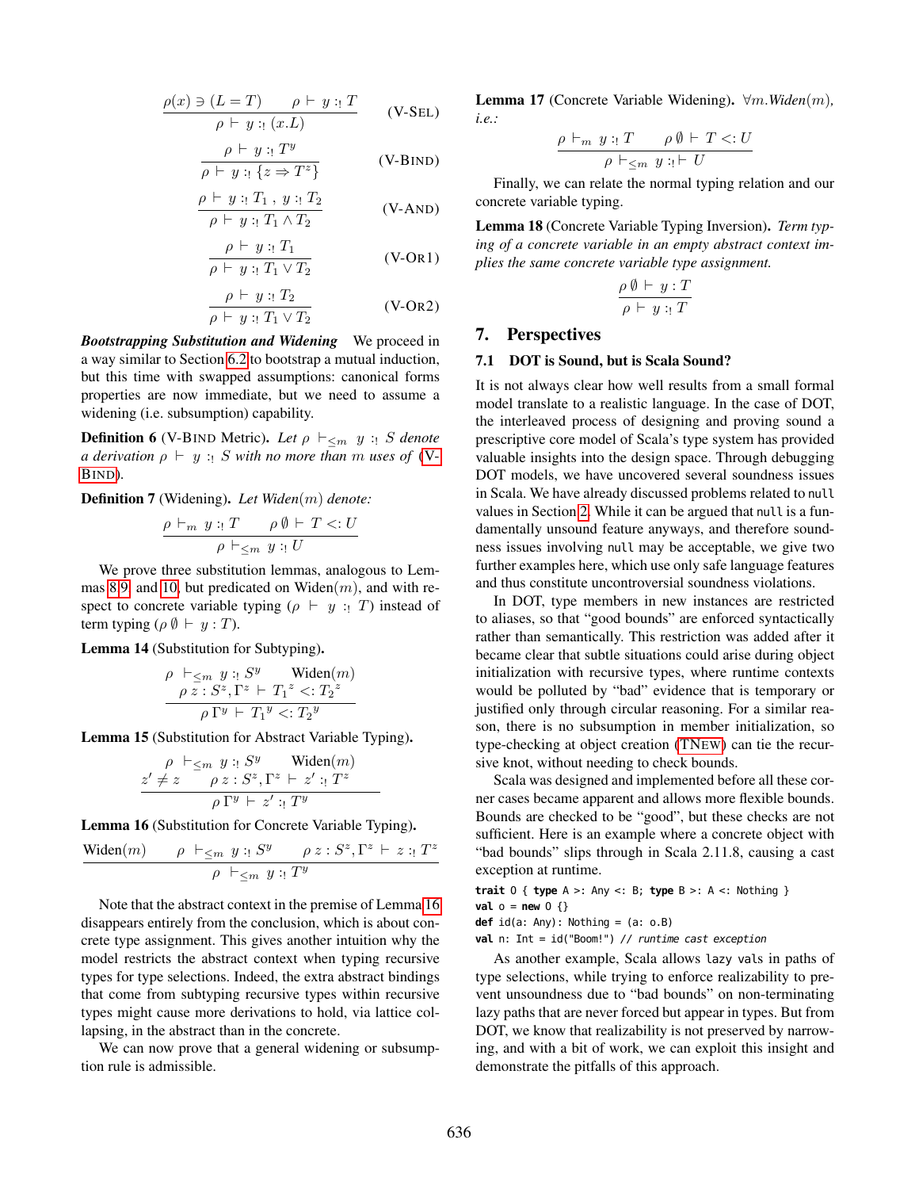$$\frac{\rho(x) \ni (L = T) \qquad \rho \vdash y :_! T}{\rho \vdash y :_! (x.L)} \quad \text{(V-SEL)}$$

$$\frac{\rho \vdash y :_! T^y}{\rho \vdash y :_! \{z \Rightarrow T^z\}} \quad \text{(V-BIND)}$$

$$\frac{\rho \vdash y :_! T_1 \ , \ y :_! T_2}{\rho \vdash y :_! T_1 \wedge T_2} \quad \text{(V-AND)}$$

$$\frac{\rho \vdash y :_! T_1}{\rho \vdash y :_! T_1 \vee T_2} \quad \text{(V-OR1)}$$

$$\frac{\rho \vdash y :_! T_2}{\rho \vdash y :_! T_1 \vee T_2} \quad \text{(V-OR2)}$$

***Bootstrapping Substitution and Widening*** We proceed in a way similar to Section 6.2 to bootstrap a mutual induction, but this time with swapped assumptions: canonical forms properties are now immediate, but we need to assume a widening (i.e. subsumption) capability.

**Definition 6** (V-BIND Metric)**.** *Let $\rho \vdash_{\leq m} y :_! S$ denote a derivation $\rho \vdash y :_! S$ with no more than $m$ uses of (V-BIND).*

**Definition 7** (Widening)**.** *Let Widen$(m)$ denote:*

$$\frac{\rho \vdash_m y :_! T \qquad \rho\, \emptyset \vdash T <: U}{\rho \vdash_{\leq m} y :_! U}$$

We prove three substitution lemmas, analogous to Lemmas 8, 9, and 10, but predicated on Widen$(m)$, and with respect to concrete variable typing ($\rho \vdash y :_! T$) instead of term typing ($\rho\, \emptyset \vdash y : T$).

**Lemma 14** (Substitution for Subtyping)**.**

$$\frac{\begin{array}{cc}\rho \ \vdash_{\leq m} y :_! S^y & \text{Widen}(m) \\ \multicolumn{2}{c}{\rho\ z : S^z, \Gamma^z \vdash {T_1}^z <: {T_2}^z}\end{array}}{\rho\, \Gamma^y \vdash {T_1}^y <: {T_2}^y}$$

**Lemma 15** (Substitution for Abstract Variable Typing)**.**

$$\frac{\begin{array}{cc}\rho \ \vdash_{\leq m} y :_! S^y & \text{Widen}(m) \\ z' \neq z \qquad \rho\ z : S^z, \Gamma^z \vdash z' :_! T^z\end{array}}{\rho\, \Gamma^y \vdash z' :_! T^y}$$

**Lemma 16** (Substitution for Concrete Variable Typing)**.**

$$\frac{\text{Widen}(m) \qquad \rho \ \vdash_{\leq m} y :_! S^y \qquad \rho\ z : S^z, \Gamma^z \vdash z :_! T^z}{\rho \ \vdash_{\leq m} y :_! T^y}$$

Note that the abstract context in the premise of Lemma 16 disappears entirely from the conclusion, which is about concrete type assignment. This gives another intuition why the model restricts the abstract context when typing recursive types for type selections. Indeed, the extra abstract bindings that come from subtyping recursive types within recursive types might cause more derivations to hold, via lattice collapsing, in the abstract than in the concrete.

We can now prove that a general widening or subsumption rule is admissible.

**Lemma 17** (Concrete Variable Widening)**.** $\forall m.$*Widen*$(m)$*, i.e.:*

$$\frac{\rho \vdash_m y :_! T \qquad \rho\, \emptyset \vdash T <: U}{\rho \vdash_{\leq m} y :_! \vdash U}$$

Finally, we can relate the normal typing relation and our concrete variable typing.

**Lemma 18** (Concrete Variable Typing Inversion)**.** *Term typing of a concrete variable in an empty abstract context implies the same concrete variable type assignment.*

$$\frac{\rho\, \emptyset \vdash y : T}{\rho \vdash y :_! T}$$

## 7. Perspectives

### 7.1 DOT is Sound, but is Scala Sound?

It is not always clear how well results from a small formal model translate to a realistic language. In the case of DOT, the interleaved process of designing and proving sound a prescriptive core model of Scala's type system has provided valuable insights into the design space. Through debugging DOT models, we have uncovered several soundness issues in Scala. We have already discussed problems related to `null` values in Section 2. While it can be argued that `null` is a fundamentally unsound feature anyways, and therefore soundness issues involving `null` may be acceptable, we give two further examples here, which use only safe language features and thus constitute uncontroversial soundness violations.

In DOT, type members in new instances are restricted to aliases, so that "good bounds" are enforced syntactically rather than semantically. This restriction was added after it became clear that subtle situations could arise during object initialization with recursive types, where runtime contexts would be polluted by "bad" evidence that is temporary or justified only through circular reasoning. For a similar reason, there is no subsumption in member initialization, so type-checking at object creation (TNEW) can tie the recursive knot, without needing to check bounds.

Scala was designed and implemented before all these corner cases became apparent and allows more flexible bounds. Bounds are checked to be "good", but these checks are not sufficient. Here is an example where a concrete object with "bad bounds" slips through in Scala 2.11.8, causing a cast exception at runtime.

```
trait O { type A >: Any <: B; type B >: A <: Nothing }
val o = new O {}
def id(a: Any): Nothing = (a: o.B)
val n: Int = id("Boom!") // runtime cast exception
```

As another example, Scala allows `lazy val`s in paths of type selections, while trying to enforce realizability to prevent unsoundness due to "bad bounds" on non-terminating lazy paths that are never forced but appear in types. But from DOT, we know that realizability is not preserved by narrowing, and with a bit of work, we can exploit this insight and demonstrate the pitfalls of this approach.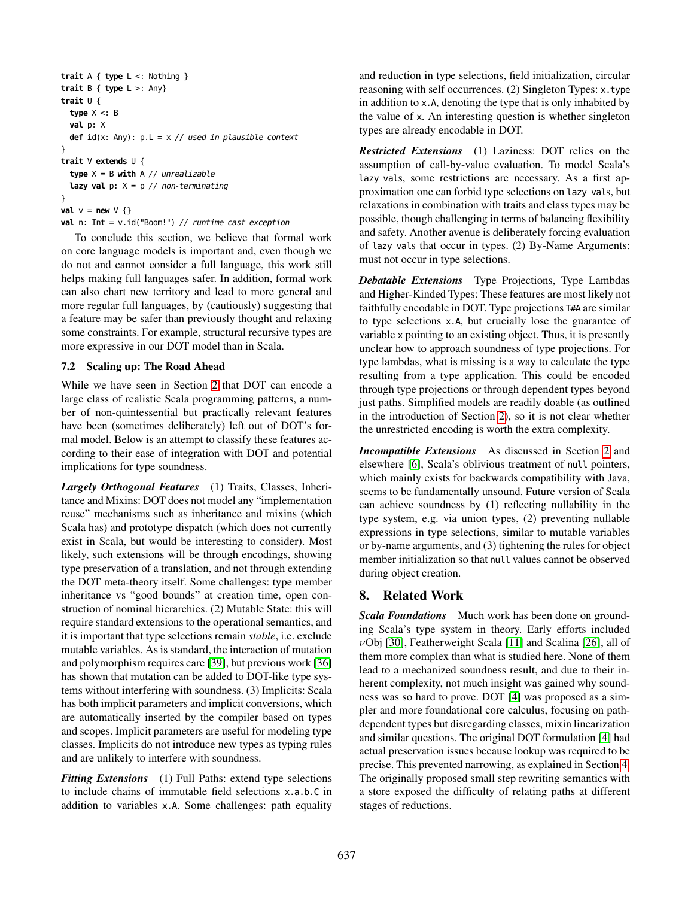```scala
trait A { type L <: Nothing }
trait B { type L >: Any}
trait U {
  type X <: B
  val p: X
  def id(x: Any): p.L = x // used in plausible context
}
trait V extends U {
  type X = B with A // unrealizable
  lazy val p: X = p // non-terminating
}
val v = new V {}
val n: Int = v.id("Boom!") // runtime cast exception
```

To conclude this section, we believe that formal work on core language models is important and, even though we do not and cannot consider a full language, this work still helps making full languages safer. In addition, formal work can also chart new territory and lead to more general and more regular full languages, by (cautiously) suggesting that a feature may be safer than previously thought and relaxing some constraints. For example, structural recursive types are more expressive in our DOT model than in Scala.

### 7.2 Scaling up: The Road Ahead

While we have seen in Section 2 that DOT can encode a large class of realistic Scala programming patterns, a number of non-quintessential but practically relevant features have been (sometimes deliberately) left out of DOT's formal model. Below is an attempt to classify these features according to their ease of integration with DOT and potential implications for type soundness.

***Largely Orthogonal Features*** (1) Traits, Classes, Inheritance and Mixins: DOT does not model any "implementation reuse" mechanisms such as inheritance and mixins (which Scala has) and prototype dispatch (which does not currently exist in Scala, but would be interesting to consider). Most likely, such extensions will be through encodings, showing type preservation of a translation, and not through extending the DOT meta-theory itself. Some challenges: type member inheritance vs "good bounds" at creation time, open construction of nominal hierarchies. (2) Mutable State: this will require standard extensions to the operational semantics, and it is important that type selections remain *stable*, i.e. exclude mutable variables. As is standard, the interaction of mutation and polymorphism requires care [39], but previous work [36] has shown that mutation can be added to DOT-like type systems without interfering with soundness. (3) Implicits: Scala has both implicit parameters and implicit conversions, which are automatically inserted by the compiler based on types and scopes. Implicit parameters are useful for modeling type classes. Implicits do not introduce new types as typing rules and are unlikely to interfere with soundness.

***Fitting Extensions*** (1) Full Paths: extend type selections to include chains of immutable field selections `x.a.b.C` in addition to variables `x.A`. Some challenges: path equality and reduction in type selections, field initialization, circular reasoning with self occurrences. (2) Singleton Types: `x.type` in addition to `x.A`, denoting the type that is only inhabited by the value of `x`. An interesting question is whether singleton types are already encodable in DOT.

***Restricted Extensions*** (1) Laziness: DOT relies on the assumption of call-by-value evaluation. To model Scala's `lazy vals`, some restrictions are necessary. As a first approximation one can forbid type selections on `lazy vals`, but relaxations in combination with traits and class types may be possible, though challenging in terms of balancing flexibility and safety. Another avenue is deliberately forcing evaluation of `lazy vals` that occur in types. (2) By-Name Arguments: must not occur in type selections.

***Debatable Extensions*** Type Projections, Type Lambdas and Higher-Kinded Types: These features are most likely not faithfully encodable in DOT. Type projections `T#A` are similar to type selections `x.A`, but crucially lose the guarantee of variable `x` pointing to an existing object. Thus, it is presently unclear how to approach soundness of type projections. For type lambdas, what is missing is a way to calculate the type resulting from a type application. This could be encoded through type projections or through dependent types beyond just paths. Simplified models are readily doable (as outlined in the introduction of Section 2), so it is not clear whether the unrestricted encoding is worth the extra complexity.

***Incompatible Extensions*** As discussed in Section 2 and elsewhere [6], Scala's oblivious treatment of `null` pointers, which mainly exists for backwards compatibility with Java, seems to be fundamentally unsound. Future version of Scala can achieve soundness by (1) reflecting nullability in the type system, e.g. via union types, (2) preventing nullable expressions in type selections, similar to mutable variables or by-name arguments, and (3) tightening the rules for object member initialization so that `null` values cannot be observed during object creation.

## 8. Related Work

***Scala Foundations*** Much work has been done on grounding Scala's type system in theory. Early efforts included $\nu$Obj [30], Featherweight Scala [11] and Scalina [26], all of them more complex than what is studied here. None of them lead to a mechanized soundness result, and due to their inherent complexity, not much insight was gained why soundness was so hard to prove. DOT [4] was proposed as a simpler and more foundational core calculus, focusing on path-dependent types but disregarding classes, mixin linearization and similar questions. The original DOT formulation [4] had actual preservation issues because lookup was required to be precise. This prevented narrowing, as explained in Section 4. The originally proposed small step rewriting semantics with a store exposed the difficulty of relating paths at different stages of reductions.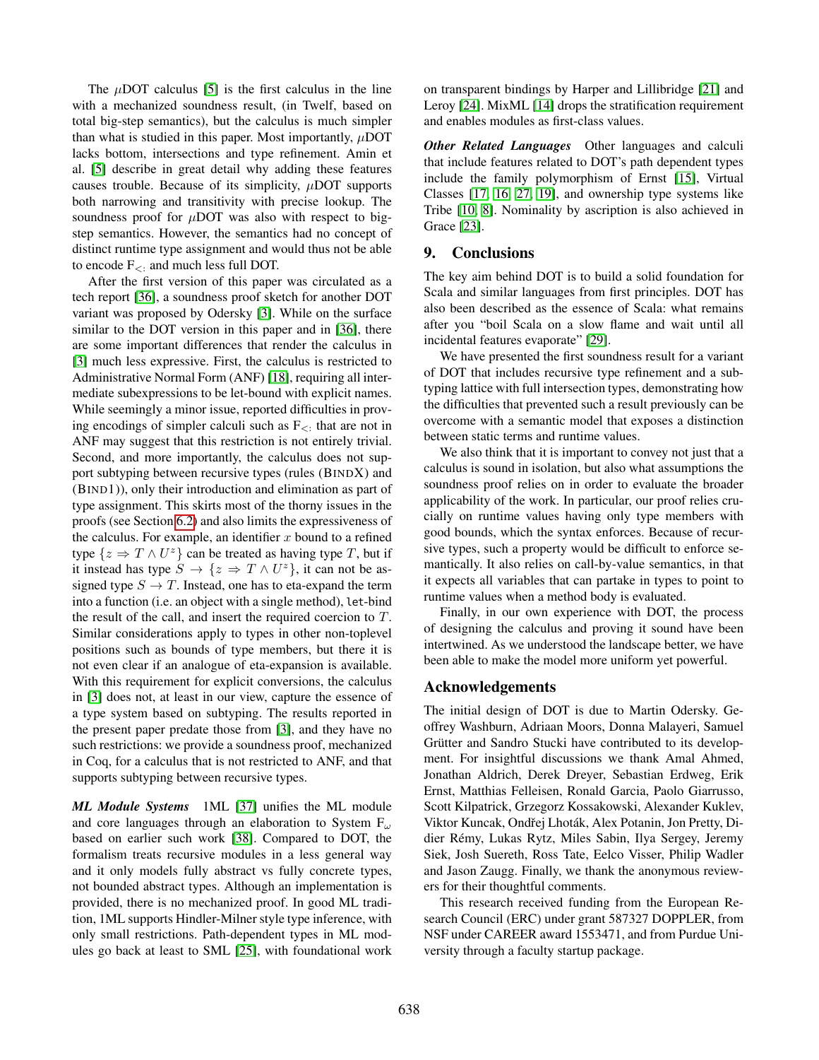The $\mu$DOT calculus [5] is the first calculus in the line with a mechanized soundness result, (in Twelf, based on total big-step semantics), but the calculus is much simpler than what is studied in this paper. Most importantly, $\mu$DOT lacks bottom, intersections and type refinement. Amin et al. [5] describe in great detail why adding these features causes trouble. Because of its simplicity, $\mu$DOT supports both narrowing and transitivity with precise lookup. The soundness proof for $\mu$DOT was also with respect to big-step semantics. However, the semantics had no concept of distinct runtime type assignment and would thus not be able to encode $F_{<:}$ and much less full DOT.

After the first version of this paper was circulated as a tech report [36], a soundness proof sketch for another DOT variant was proposed by Odersky [3]. While on the surface similar to the DOT version in this paper and in [36], there are some important differences that render the calculus in [3] much less expressive. First, the calculus is restricted to Administrative Normal Form (ANF) [18], requiring all intermediate subexpressions to be let-bound with explicit names. While seemingly a minor issue, reported difficulties in proving encodings of simpler calculi such as $F_{<:}$ that are not in ANF may suggest that this restriction is not entirely trivial. Second, and more importantly, the calculus does not support subtyping between recursive types (rules (BINDX) and (BIND1)), only their introduction and elimination as part of type assignment. This skirts most of the thorny issues in the proofs (see Section 6.2) and also limits the expressiveness of the calculus. For example, an identifier $x$ bound to a refined type $\{z \Rightarrow T \wedge U^z\}$ can be treated as having type $T$, but if it instead has type $S \rightarrow \{z \Rightarrow T \wedge U^z\}$, it can not be assigned type $S \rightarrow T$. Instead, one has to eta-expand the term into a function (i.e. an object with a single method), `let`-bind the result of the call, and insert the required coercion to $T$. Similar considerations apply to types in other non-toplevel positions such as bounds of type members, but there it is not even clear if an analogue of eta-expansion is available. With this requirement for explicit conversions, the calculus in [3] does not, at least in our view, capture the essence of a type system based on subtyping. The results reported in the present paper predate those from [3], and they have no such restrictions: we provide a soundness proof, mechanized in Coq, for a calculus that is not restricted to ANF, and that supports subtyping between recursive types.

***ML Module Systems*** 1ML [37] unifies the ML module and core languages through an elaboration to System $F_\omega$ based on earlier such work [38]. Compared to DOT, the formalism treats recursive modules in a less general way and it only models fully abstract vs fully concrete types, not bounded abstract types. Although an implementation is provided, there is no mechanized proof. In good ML tradition, 1ML supports Hindler-Milner style type inference, with only small restrictions. Path-dependent types in ML modules go back at least to SML [25], with foundational work on transparent bindings by Harper and Lillibridge [21] and Leroy [24]. MixML [14] drops the stratification requirement and enables modules as first-class values.

***Other Related Languages*** Other languages and calculi that include features related to DOT's path dependent types include the family polymorphism of Ernst [15], Virtual Classes [17, 16, 27, 19], and ownership type systems like Tribe [10, 8]. Nominality by ascription is also achieved in Grace [23].

## 9. Conclusions

The key aim behind DOT is to build a solid foundation for Scala and similar languages from first principles. DOT has also been described as the essence of Scala: what remains after you "boil Scala on a slow flame and wait until all incidental features evaporate" [29].

We have presented the first soundness result for a variant of DOT that includes recursive type refinement and a subtyping lattice with full intersection types, demonstrating how the difficulties that prevented such a result previously can be overcome with a semantic model that exposes a distinction between static terms and runtime values.

We also think that it is important to convey not just that a calculus is sound in isolation, but also what assumptions the soundness proof relies on in order to evaluate the broader applicability of the work. In particular, our proof relies crucially on runtime values having only type members with good bounds, which the syntax enforces. Because of recursive types, such a property would be difficult to enforce semantically. It also relies on call-by-value semantics, in that it expects all variables that can partake in types to point to runtime values when a method body is evaluated.

Finally, in our own experience with DOT, the process of designing the calculus and proving it sound have been intertwined. As we understood the landscape better, we have been able to make the model more uniform yet powerful.

## Acknowledgements

The initial design of DOT is due to Martin Odersky. Geoffrey Washburn, Adriaan Moors, Donna Malayeri, Samuel Grütter and Sandro Stucki have contributed to its development. For insightful discussions we thank Amal Ahmed, Jonathan Aldrich, Derek Dreyer, Sebastian Erdweg, Erik Ernst, Matthias Felleisen, Ronald Garcia, Paolo Giarrusso, Scott Kilpatrick, Grzegorz Kossakowski, Alexander Kuklev, Viktor Kuncak, Ondřej Lhoták, Alex Potanin, Jon Pretty, Didier Rémy, Lukas Rytz, Miles Sabin, Ilya Sergey, Jeremy Siek, Josh Suereth, Ross Tate, Eelco Visser, Philip Wadler and Jason Zaugg. Finally, we thank the anonymous reviewers for their thoughtful comments.

This research received funding from the European Research Council (ERC) under grant 587327 DOPPLER, from NSF under CAREER award 1553471, and from Purdue University through a faculty startup package.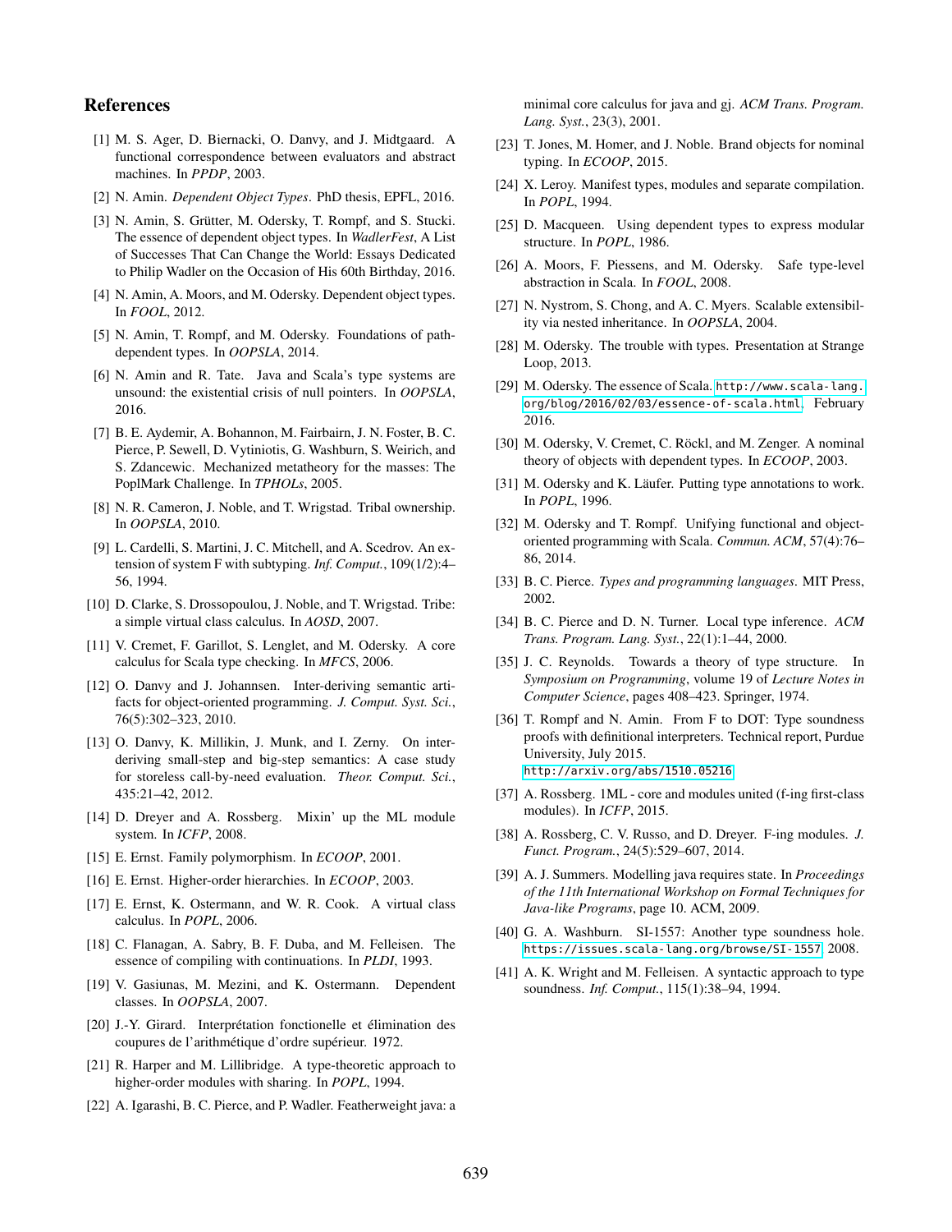## References

[1] M. S. Ager, D. Biernacki, O. Danvy, and J. Midtgaard. A functional correspondence between evaluators and abstract machines. In *PPDP*, 2003.

[2] N. Amin. *Dependent Object Types*. PhD thesis, EPFL, 2016.

[3] N. Amin, S. Grütter, M. Odersky, T. Rompf, and S. Stucki. The essence of dependent object types. In *WadlerFest*, A List of Successes That Can Change the World: Essays Dedicated to Philip Wadler on the Occasion of His 60th Birthday, 2016.

[4] N. Amin, A. Moors, and M. Odersky. Dependent object types. In *FOOL*, 2012.

[5] N. Amin, T. Rompf, and M. Odersky. Foundations of path-dependent types. In *OOPSLA*, 2014.

[6] N. Amin and R. Tate. Java and Scala's type systems are unsound: the existential crisis of null pointers. In *OOPSLA*, 2016.

[7] B. E. Aydemir, A. Bohannon, M. Fairbairn, J. N. Foster, B. C. Pierce, P. Sewell, D. Vytiniotis, G. Washburn, S. Weirich, and S. Zdancewic. Mechanized metatheory for the masses: The PoplMark Challenge. In *TPHOLs*, 2005.

[8] N. R. Cameron, J. Noble, and T. Wrigstad. Tribal ownership. In *OOPSLA*, 2010.

[9] L. Cardelli, S. Martini, J. C. Mitchell, and A. Scedrov. An extension of system F with subtyping. *Inf. Comput.*, 109(1/2):4–56, 1994.

[10] D. Clarke, S. Drossopoulou, J. Noble, and T. Wrigstad. Tribe: a simple virtual class calculus. In *AOSD*, 2007.

[11] V. Cremet, F. Garillot, S. Lenglet, and M. Odersky. A core calculus for Scala type checking. In *MFCS*, 2006.

[12] O. Danvy and J. Johannsen. Inter-deriving semantic artifacts for object-oriented programming. *J. Comput. Syst. Sci.*, 76(5):302–323, 2010.

[13] O. Danvy, K. Millikin, J. Munk, and I. Zerny. On inter-deriving small-step and big-step semantics: A case study for storeless call-by-need evaluation. *Theor. Comput. Sci.*, 435:21–42, 2012.

[14] D. Dreyer and A. Rossberg. Mixin' up the ML module system. In *ICFP*, 2008.

[15] E. Ernst. Family polymorphism. In *ECOOP*, 2001.

[16] E. Ernst. Higher-order hierarchies. In *ECOOP*, 2003.

[17] E. Ernst, K. Ostermann, and W. R. Cook. A virtual class calculus. In *POPL*, 2006.

[18] C. Flanagan, A. Sabry, B. F. Duba, and M. Felleisen. The essence of compiling with continuations. In *PLDI*, 1993.

[19] V. Gasiunas, M. Mezini, and K. Ostermann. Dependent classes. In *OOPSLA*, 2007.

[20] J.-Y. Girard. Interprétation fonctionelle et élimination des coupures de l'arithmétique d'ordre supérieur. 1972.

[21] R. Harper and M. Lillibridge. A type-theoretic approach to higher-order modules with sharing. In *POPL*, 1994.

[22] A. Igarashi, B. C. Pierce, and P. Wadler. Featherweight java: a minimal core calculus for java and gj. *ACM Trans. Program. Lang. Syst.*, 23(3), 2001.

[23] T. Jones, M. Homer, and J. Noble. Brand objects for nominal typing. In *ECOOP*, 2015.

[24] X. Leroy. Manifest types, modules and separate compilation. In *POPL*, 1994.

[25] D. Macqueen. Using dependent types to express modular structure. In *POPL*, 1986.

[26] A. Moors, F. Piessens, and M. Odersky. Safe type-level abstraction in Scala. In *FOOL*, 2008.

[27] N. Nystrom, S. Chong, and A. C. Myers. Scalable extensibility via nested inheritance. In *OOPSLA*, 2004.

[28] M. Odersky. The trouble with types. Presentation at Strange Loop, 2013.

[29] M. Odersky. The essence of Scala. `http://www.scala-lang.org/blog/2016/02/03/essence-of-scala.html`, February 2016.

[30] M. Odersky, V. Cremet, C. Röckl, and M. Zenger. A nominal theory of objects with dependent types. In *ECOOP*, 2003.

[31] M. Odersky and K. Läufer. Putting type annotations to work. In *POPL*, 1996.

[32] M. Odersky and T. Rompf. Unifying functional and object-oriented programming with Scala. *Commun. ACM*, 57(4):76–86, 2014.

[33] B. C. Pierce. *Types and programming languages*. MIT Press, 2002.

[34] B. C. Pierce and D. N. Turner. Local type inference. *ACM Trans. Program. Lang. Syst.*, 22(1):1–44, 2000.

[35] J. C. Reynolds. Towards a theory of type structure. In *Symposium on Programming*, volume 19 of *Lecture Notes in Computer Science*, pages 408–423. Springer, 1974.

[36] T. Rompf and N. Amin. From F to DOT: Type soundness proofs with definitional interpreters. Technical report, Purdue University, July 2015. `http://arxiv.org/abs/1510.05216`.

[37] A. Rossberg. 1ML - core and modules united (f-ing first-class modules). In *ICFP*, 2015.

[38] A. Rossberg, C. V. Russo, and D. Dreyer. F-ing modules. *J. Funct. Program.*, 24(5):529–607, 2014.

[39] A. J. Summers. Modelling java requires state. In *Proceedings of the 11th International Workshop on Formal Techniques for Java-like Programs*, page 10. ACM, 2009.

[40] G. A. Washburn. SI-1557: Another type soundness hole. `https://issues.scala-lang.org/browse/SI-1557`, 2008.

[41] A. K. Wright and M. Felleisen. A syntactic approach to type soundness. *Inf. Comput.*, 115(1):38–94, 1994.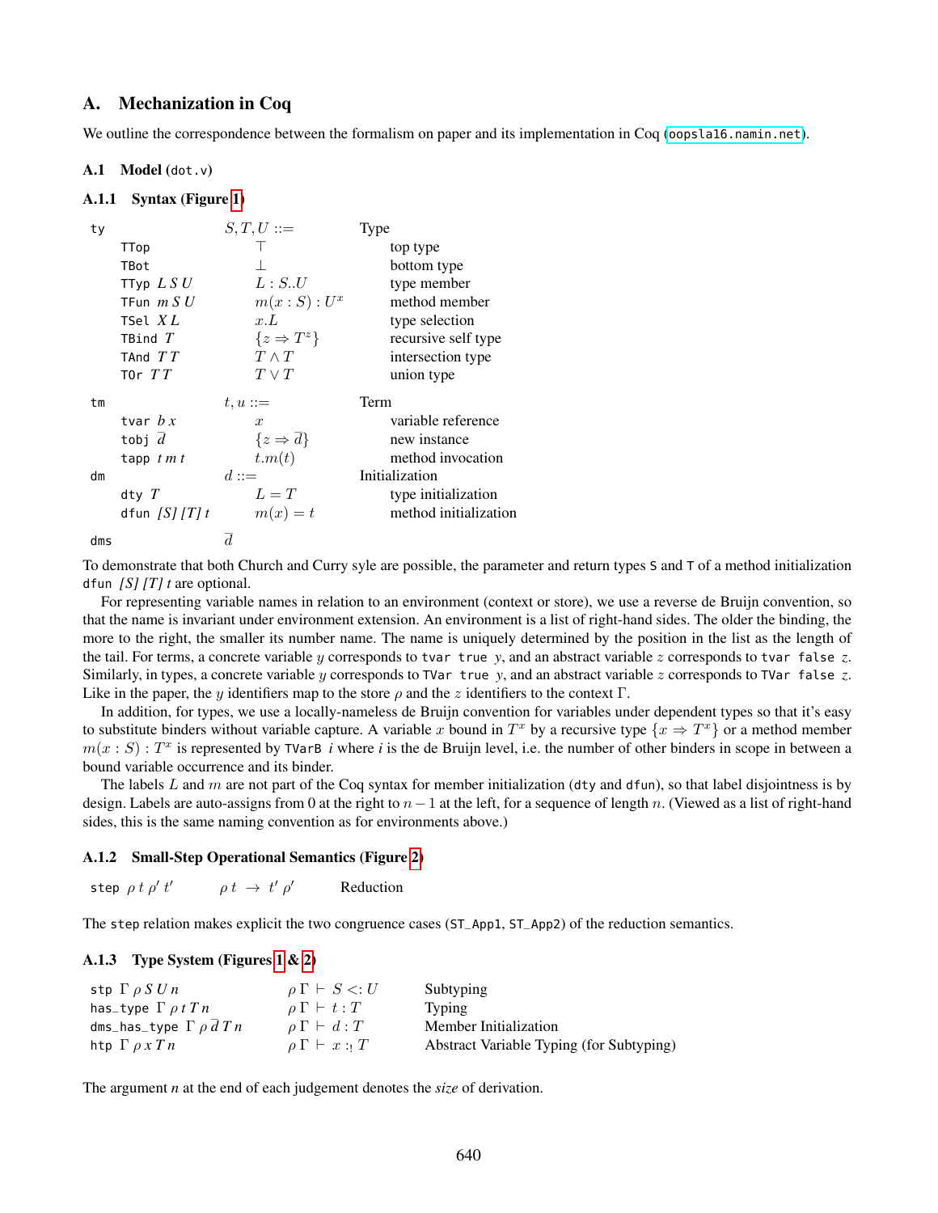## A. Mechanization in Coq

We outline the correspondence between the formalism on paper and its implementation in Coq (oopsla16.namin.net).

### A.1 Model (`dot.v`)

#### A.1.1 Syntax (Figure 1)

| | | |
|---|---|---|
| `ty` | $S, T, U ::=$ | Type |
| `TTop` | $\top$ | top type |
| `TBot` | $\bot$ | bottom type |
| `TTyp` $L\ S\ U$ | $L : S..U$ | type member |
| `TFun` $m\ S\ U$ | $m(x : S) : U^x$ | method member |
| `TSel` $X\ L$ | $x.L$ | type selection |
| `TBind` $T$ | $\{z \Rightarrow T^z\}$ | recursive self type |
| `TAnd` $T\ T$ | $T \wedge T$ | intersection type |
| `TOr` $T\ T$ | $T \vee T$ | union type |
| `tm` | $t, u ::=$ | Term |
| `tvar` $b\ x$ | $x$ | variable reference |
| `tobj` $\overline{d}$ | $\{z \Rightarrow \overline{d}\}$ | new instance |
| `tapp` $t\ m\ t$ | $t.m(t)$ | method invocation |
| `dm` | $d ::=$ | Initialization |
| `dty` $T$ | $L = T$ | type initialization |
| `dfun` *[S] [T] t* | $m(x) = t$ | method initialization |
| `dms` | $\overline{d}$ | |

To demonstrate that both Church and Curry syle are possible, the parameter and return types `S` and `T` of a method initialization `dfun` *[S] [T] t* are optional.

For representing variable names in relation to an environment (context or store), we use a reverse de Bruijn convention, so that the name is invariant under environment extension. An environment is a list of right-hand sides. The older the binding, the more to the right, the smaller its number name. The name is uniquely determined by the position in the list as the length of the tail. For terms, a concrete variable $y$ corresponds to `tvar true` $y$, and an abstract variable $z$ corresponds to `tvar false` $z$. Similarly, in types, a concrete variable $y$ corresponds to `TVar true` $y$, and an abstract variable $z$ corresponds to `TVar false` $z$. Like in the paper, the $y$ identifiers map to the store $\rho$ and the $z$ identifiers to the context $\Gamma$.

In addition, for types, we use a locally-nameless de Bruijn convention for variables under dependent types so that it's easy to substitute binders without variable capture. A variable $x$ bound in $T^x$ by a recursive type $\{x \Rightarrow T^x\}$ or a method member $m(x : S) : T^x$ is represented by `TVarB` $i$ where $i$ is the de Bruijn level, i.e. the number of other binders in scope in between a bound variable occurrence and its binder.

The labels $L$ and $m$ are not part of the Coq syntax for member initialization (`dty` and `dfun`), so that label disjointness is by design. Labels are auto-assigns from 0 at the right to $n-1$ at the left, for a sequence of length $n$. (Viewed as a list of right-hand sides, this is the same naming convention as for environments above.)

#### A.1.2 Small-Step Operational Semantics (Figure 2)

| | | |
|---|---|---|
| `step` $\rho\ t\ \rho'\ t'$ | $\rho\ t\ \rightarrow\ t'\ \rho'$ | Reduction |

The `step` relation makes explicit the two congruence cases (`ST_App1`, `ST_App2`) of the reduction semantics.

#### A.1.3 Type System (Figures 1 & 2)

| | | |
|---|---|---|
| `stp` $\Gamma\ \rho\ S\ U\ n$ | $\rho\,\Gamma \vdash S <: U$ | Subtyping |
| `has_type` $\Gamma\ \rho\ t\ T\ n$ | $\rho\,\Gamma \vdash t : T$ | Typing |
| `dms_has_type` $\Gamma\ \rho\ \overline{d}\ T\ n$ | $\rho\,\Gamma \vdash d : T$ | Member Initialization |
| `htp` $\Gamma\ \rho\ x\ T\ n$ | $\rho\,\Gamma \vdash x :_! T$ | Abstract Variable Typing (for Subtyping) |

The argument *n* at the end of each judgement denotes the *size* of derivation.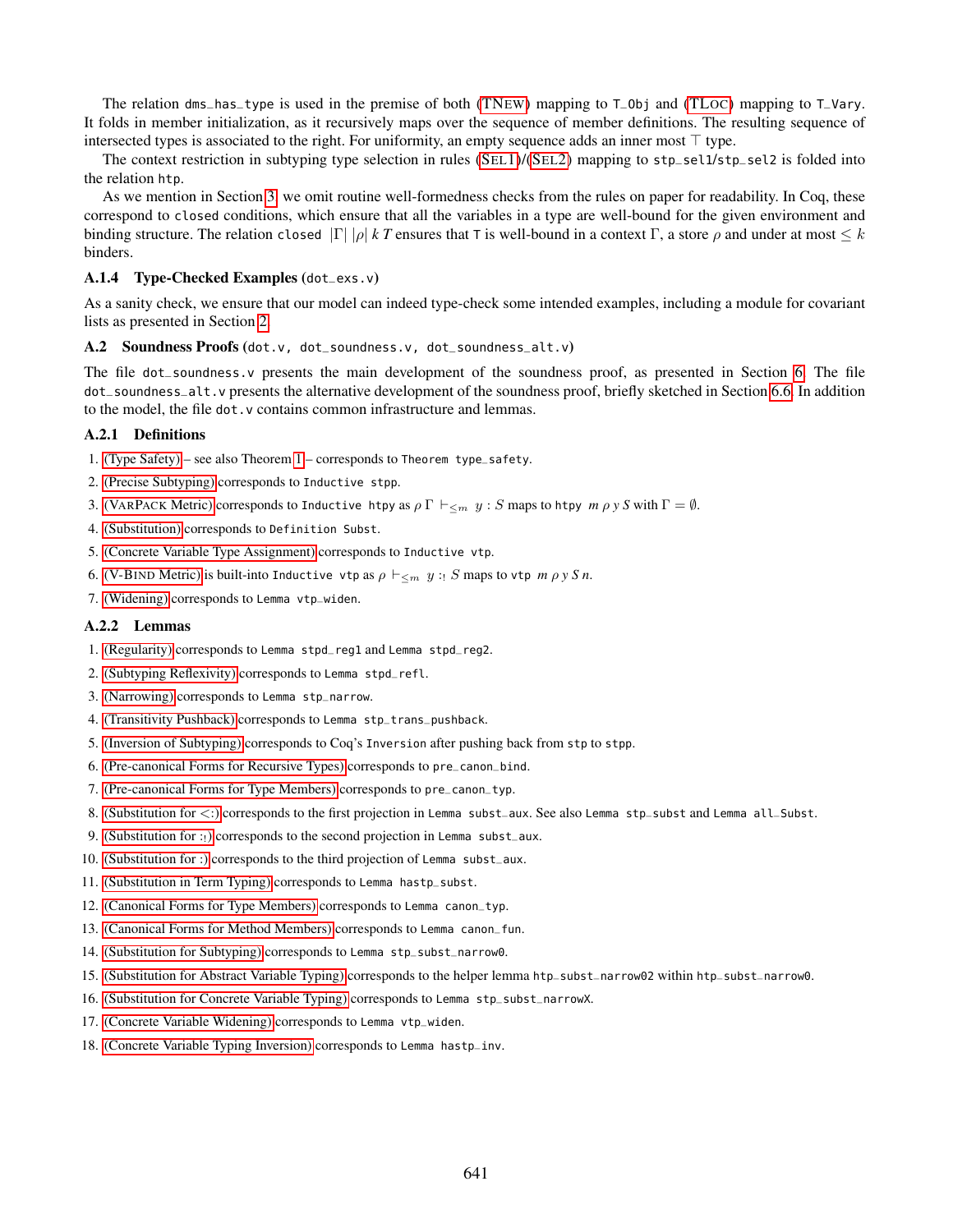The relation `dms_has_type` is used in the premise of both (TNEW) mapping to `T_Obj` and (TLOC) mapping to `T_Vary`. It folds in member initialization, as it recursively maps over the sequence of member definitions. The resulting sequence of intersected types is associated to the right. For uniformity, an empty sequence adds an inner most $\top$ type.

The context restriction in subtyping type selection in rules (SEL1)/(SEL2) mapping to `stp_sel1`/`stp_sel2` is folded into the relation `htp`.

As we mention in Section 3, we omit routine well-formedness checks from the rules on paper for readability. In Coq, these correspond to `closed` conditions, which ensure that all the variables in a type are well-bound for the given environment and binding structure. The relation `closed` $|\Gamma|$ $|\rho|$ $k$ $T$ ensures that `T` is well-bound in a context $\Gamma$, a store $\rho$ and under at most $\leq k$ binders.

### A.1.4 Type-Checked Examples (`dot_exs.v`)

As a sanity check, we ensure that our model can indeed type-check some intended examples, including a module for covariant lists as presented in Section 2.

## A.2 Soundness Proofs (`dot.v, dot_soundness.v, dot_soundness_alt.v`)

The file `dot_soundness.v` presents the main development of the soundness proof, as presented in Section 6. The file `dot_soundness_alt.v` presents the alternative development of the soundness proof, briefly sketched in Section 6.6. In addition to the model, the file `dot.v` contains common infrastructure and lemmas.

### A.2.1 Definitions

1. (Type Safety) – see also Theorem 1 – corresponds to `Theorem type_safety`.
2. (Precise Subtyping) corresponds to `Inductive stpp`.
3. (VARPACK Metric) corresponds to `Inductive htpy` as $\rho\,\Gamma \vdash_{\leq m}\, y : S$ maps to `htpy` $m\ \rho\ y\ S$ with $\Gamma = \emptyset$.
4. (Substitution) corresponds to `Definition Subst`.
5. (Concrete Variable Type Assignment) corresponds to `Inductive vtp`.
6. (V-BIND Metric) is built-into `Inductive vtp` as $\rho \vdash_{\leq m}\, y :_! S$ maps to `vtp` $m\ \rho\ y\ S\ n$.
7. (Widening) corresponds to `Lemma vtp_widen`.

### A.2.2 Lemmas

1. (Regularity) corresponds to `Lemma stpd_reg1` and `Lemma stpd_reg2`.
2. (Subtyping Reflexivity) corresponds to `Lemma stpd_refl`.
3. (Narrowing) corresponds to `Lemma stp_narrow`.
4. (Transitivity Pushback) corresponds to `Lemma stp_trans_pushback`.
5. (Inversion of Subtyping) corresponds to Coq's `Inversion` after pushing back from `stp` to `stpp`.
6. (Pre-canonical Forms for Recursive Types) corresponds to `pre_canon_bind`.
7. (Pre-canonical Forms for Type Members) corresponds to `pre_canon_typ`.
8. (Substitution for <:) corresponds to the first projection in `Lemma subst_aux`. See also `Lemma stp_subst` and `Lemma all_Subst`.
9. (Substitution for $:_!$) corresponds to the second projection in `Lemma subst_aux`.
10. (Substitution for :) corresponds to the third projection of `Lemma subst_aux`.
11. (Substitution in Term Typing) corresponds to `Lemma hastp_subst`.
12. (Canonical Forms for Type Members) corresponds to `Lemma canon_typ`.
13. (Canonical Forms for Method Members) corresponds to `Lemma canon_fun`.
14. (Substitution for Subtyping) corresponds to `Lemma stp_subst_narrow0`.
15. (Substitution for Abstract Variable Typing) corresponds to the helper lemma `htp_subst_narrow02` within `htp_subst_narrow0`.
16. (Substitution for Concrete Variable Typing) corresponds to `Lemma stp_subst_narrowX`.
17. (Concrete Variable Widening) corresponds to `Lemma vtp_widen`.
18. (Concrete Variable Typing Inversion) corresponds to `Lemma hastp_inv`.